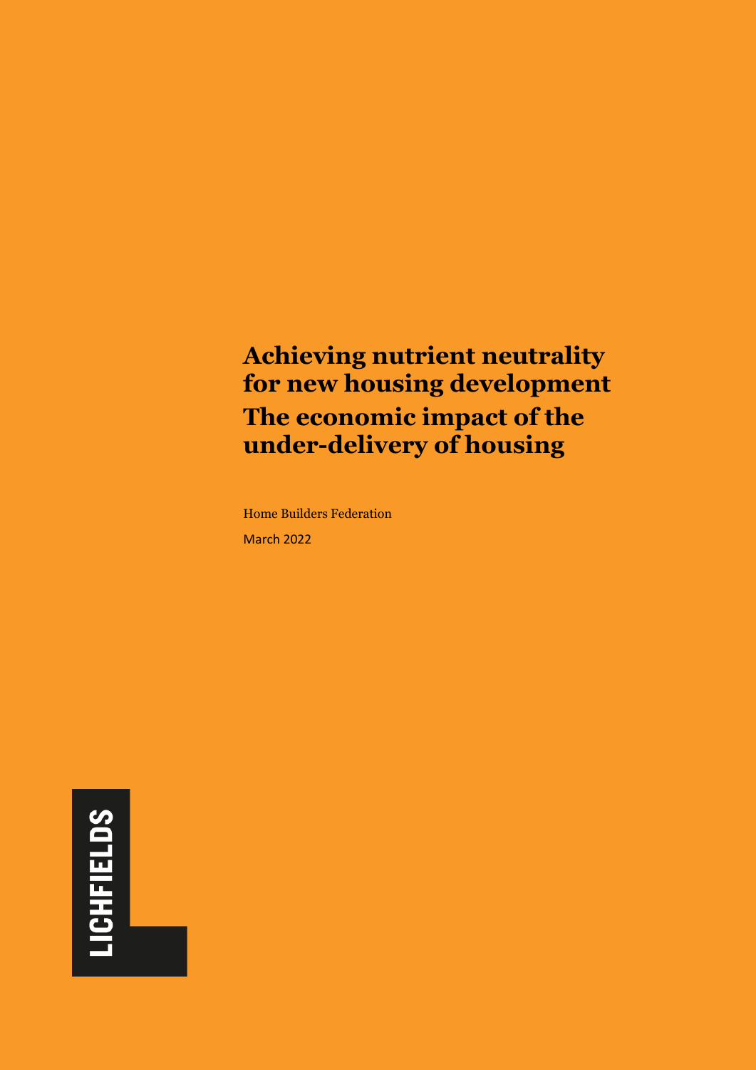# Achieving nutrient neutrality for new housing development

# The economic impact of the under-delivery of housing

Home Builders Federation

March 2022

LICHFIELDS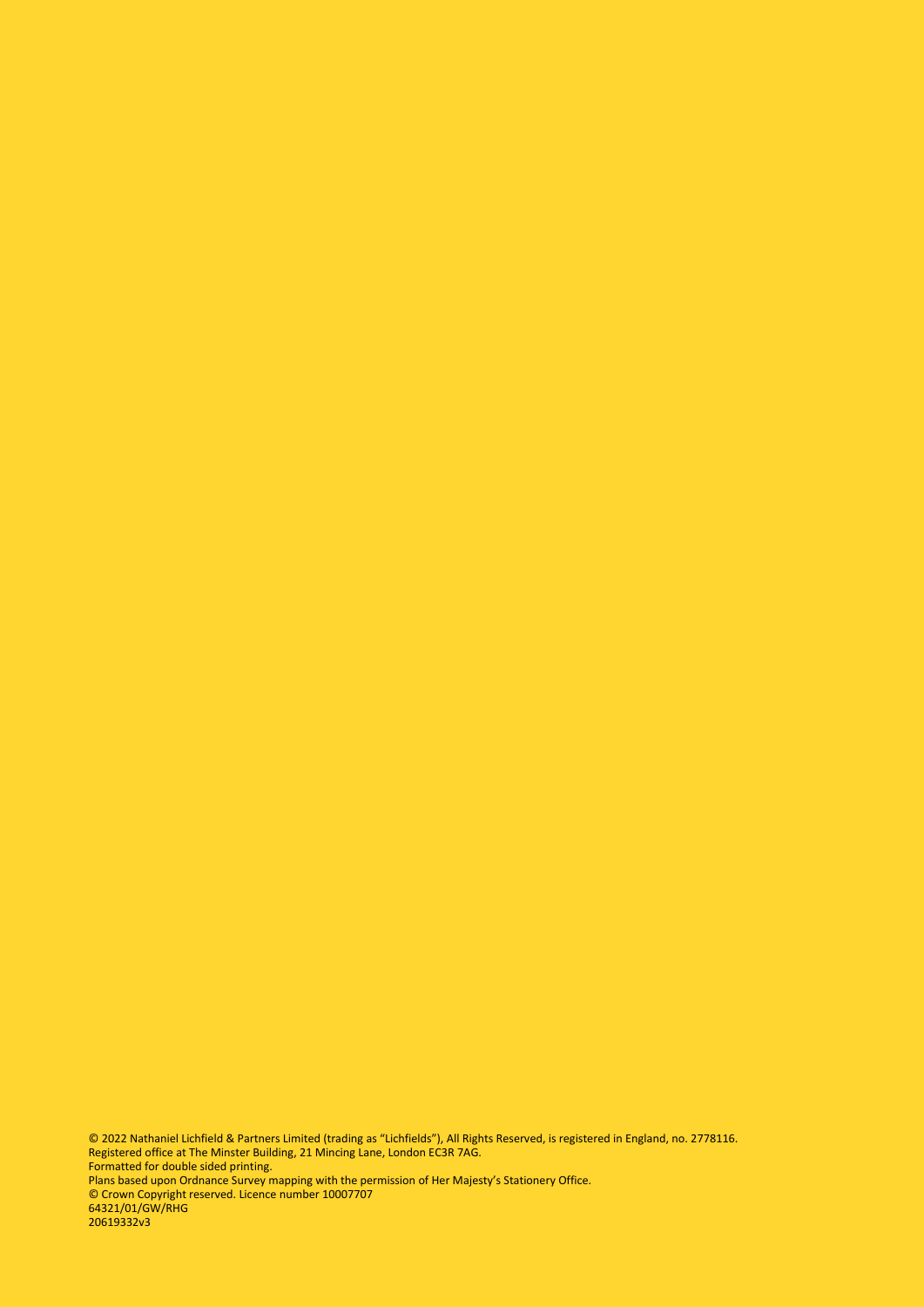© 2022 Nathaniel Lichfield & Partners Limited (trading as "Lichfields"), All Rights Reserved, is registered in England, no. 2778116.
Registered office at The Minster Building, 21 Mincing Lane, London EC3R 7AG.
Formatted for double sided printing.
Plans based upon Ordnance Survey mapping with the permission of Her Majesty's Stationery Office.
© Crown Copyright reserved. Licence number 10007707
64321/01/GW/RHG
20619332v3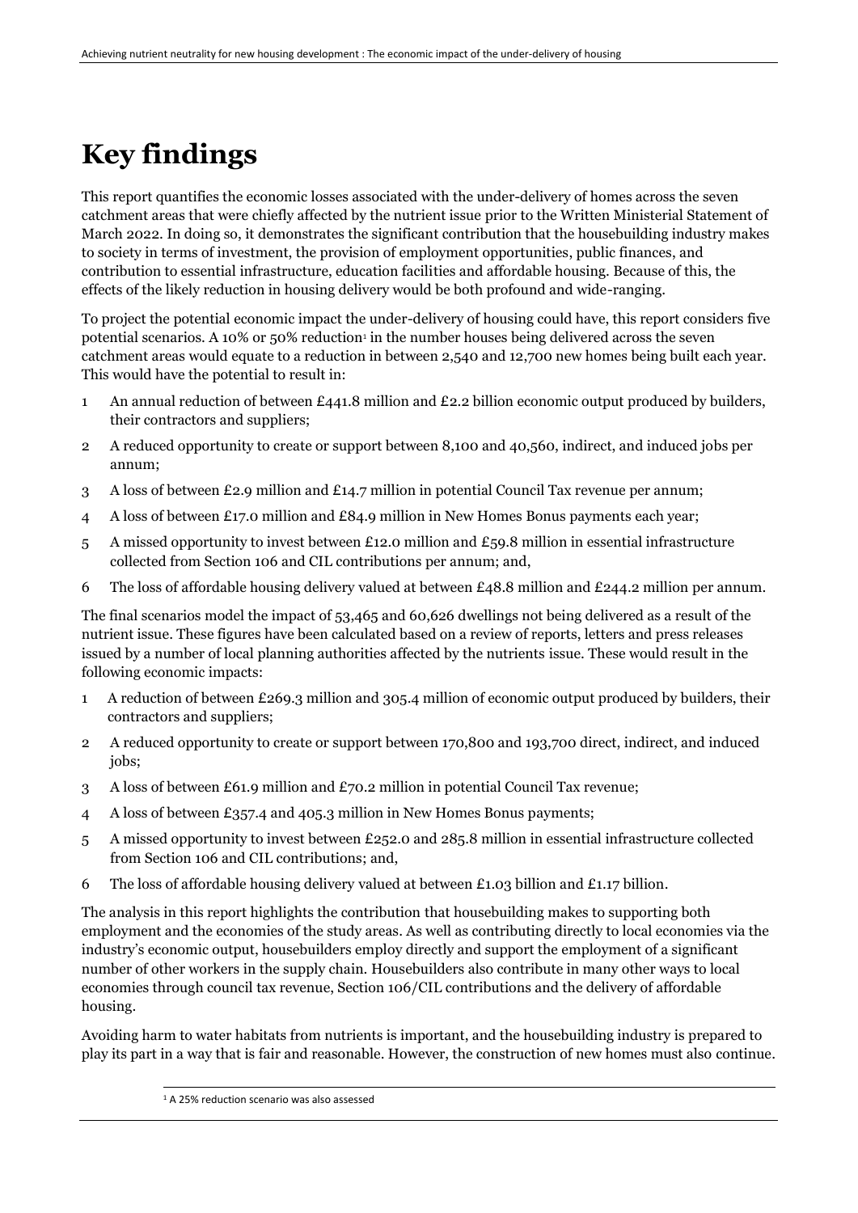# Key findings

This report quantifies the economic losses associated with the under-delivery of homes across the seven catchment areas that were chiefly affected by the nutrient issue prior to the Written Ministerial Statement of March 2022. In doing so, it demonstrates the significant contribution that the housebuilding industry makes to society in terms of investment, the provision of employment opportunities, public finances, and contribution to essential infrastructure, education facilities and affordable housing. Because of this, the effects of the likely reduction in housing delivery would be both profound and wide-ranging.

To project the potential economic impact the under-delivery of housing could have, this report considers five potential scenarios. A 10% or 50% reduction[1] in the number houses being delivered across the seven catchment areas would equate to a reduction in between 2,540 and 12,700 new homes being built each year. This would have the potential to result in:

1. An annual reduction of between £441.8 million and £2.2 billion economic output produced by builders, their contractors and suppliers;
2. A reduced opportunity to create or support between 8,100 and 40,560, indirect, and induced jobs per annum;
3. A loss of between £2.9 million and £14.7 million in potential Council Tax revenue per annum;
4. A loss of between £17.0 million and £84.9 million in New Homes Bonus payments each year;
5. A missed opportunity to invest between £12.0 million and £59.8 million in essential infrastructure collected from Section 106 and CIL contributions per annum; and,
6. The loss of affordable housing delivery valued at between £48.8 million and £244.2 million per annum.

The final scenarios model the impact of 53,465 and 60,626 dwellings not being delivered as a result of the nutrient issue. These figures have been calculated based on a review of reports, letters and press releases issued by a number of local planning authorities affected by the nutrients issue. These would result in the following economic impacts:

1. A reduction of between £269.3 million and 305.4 million of economic output produced by builders, their contractors and suppliers;
2. A reduced opportunity to create or support between 170,800 and 193,700 direct, indirect, and induced jobs;
3. A loss of between £61.9 million and £70.2 million in potential Council Tax revenue;
4. A loss of between £357.4 and 405.3 million in New Homes Bonus payments;
5. A missed opportunity to invest between £252.0 and 285.8 million in essential infrastructure collected from Section 106 and CIL contributions; and,
6. The loss of affordable housing delivery valued at between £1.03 billion and £1.17 billion.

The analysis in this report highlights the contribution that housebuilding makes to supporting both employment and the economies of the study areas. As well as contributing directly to local economies via the industry's economic output, housebuilders employ directly and support the employment of a significant number of other workers in the supply chain. Housebuilders also contribute in many other ways to local economies through council tax revenue, Section 106/CIL contributions and the delivery of affordable housing.

Avoiding harm to water habitats from nutrients is important, and the housebuilding industry is prepared to play its part in a way that is fair and reasonable. However, the construction of new homes must also continue.

[1] A 25% reduction scenario was also assessed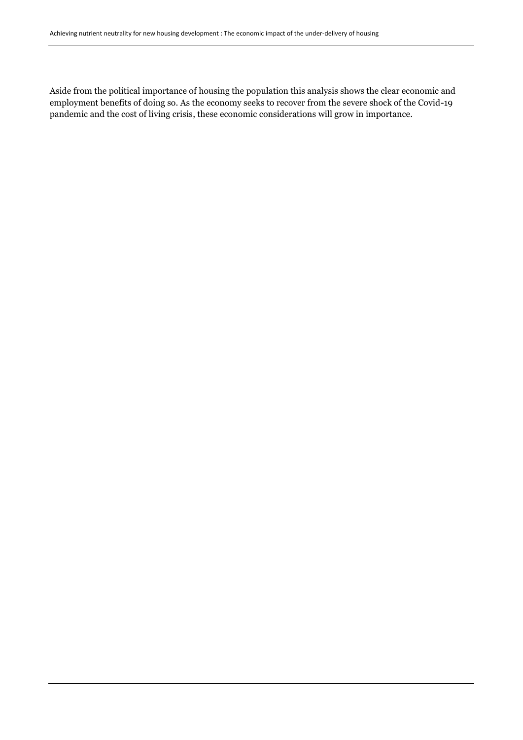Aside from the political importance of housing the population this analysis shows the clear economic and employment benefits of doing so. As the economy seeks to recover from the severe shock of the Covid-19 pandemic and the cost of living crisis, these economic considerations will grow in importance.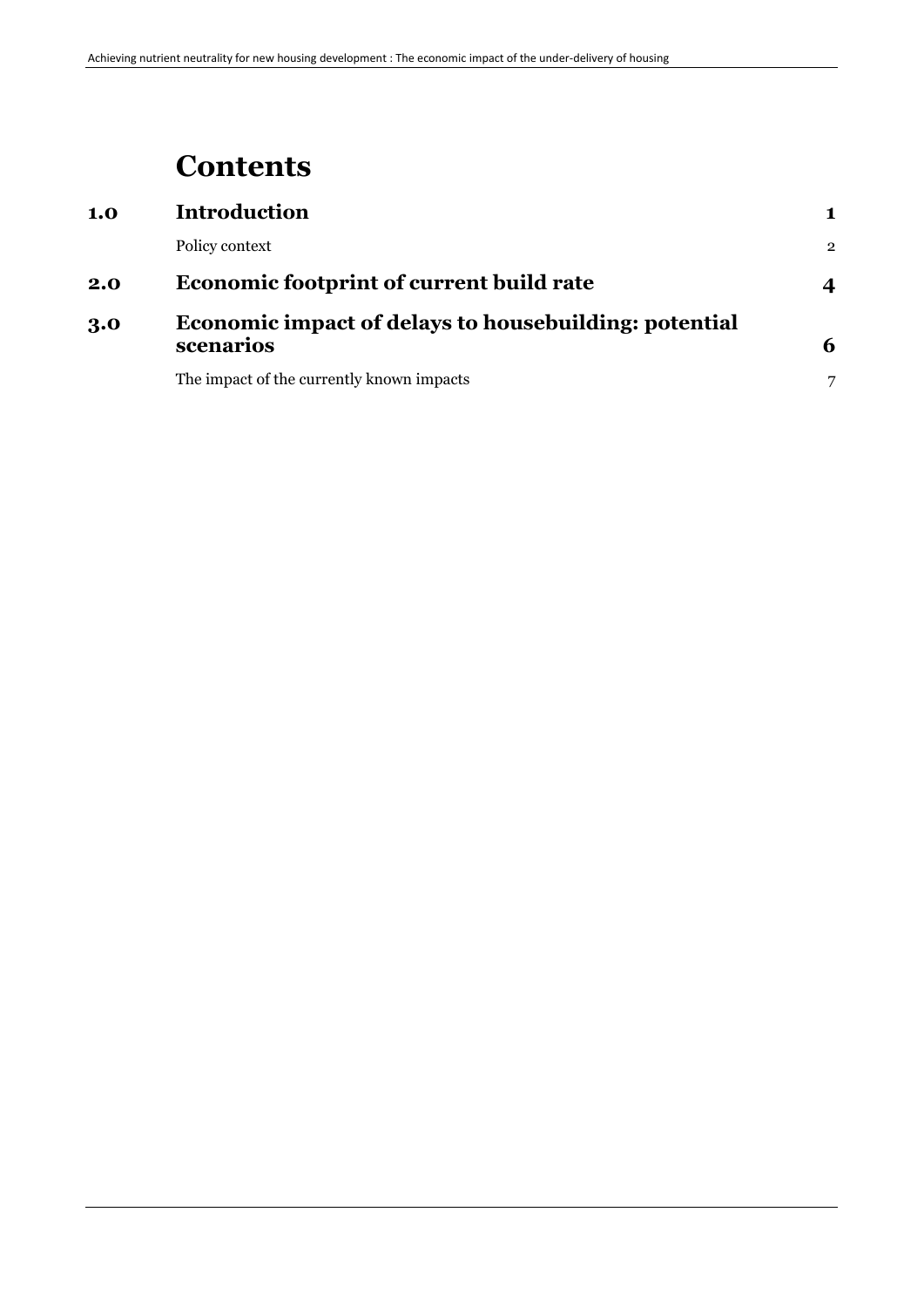# Contents

| | | |
|---|---|---|
| **1.0** | **Introduction** | **1** |
| | Policy context | 2 |
| **2.0** | **Economic footprint of current build rate** | **4** |
| **3.0** | **Economic impact of delays to housebuilding: potential scenarios** | **6** |
| | The impact of the currently known impacts | 7 |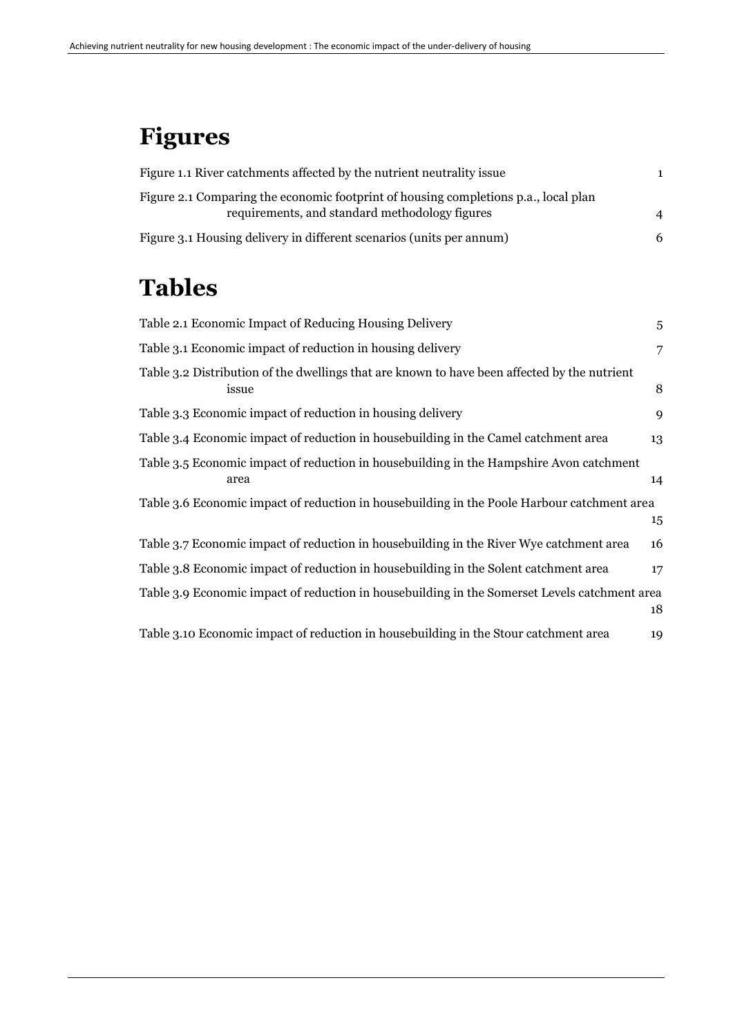# Figures

| | |
|---|---|
| Figure 1.1 River catchments affected by the nutrient neutrality issue | 1 |
| Figure 2.1 Comparing the economic footprint of housing completions p.a., local plan requirements, and standard methodology figures | 4 |
| Figure 3.1 Housing delivery in different scenarios (units per annum) | 6 |

# Tables

| | |
|---|---|
| Table 2.1 Economic Impact of Reducing Housing Delivery | 5 |
| Table 3.1 Economic impact of reduction in housing delivery | 7 |
| Table 3.2 Distribution of the dwellings that are known to have been affected by the nutrient issue | 8 |
| Table 3.3 Economic impact of reduction in housing delivery | 9 |
| Table 3.4 Economic impact of reduction in housebuilding in the Camel catchment area | 13 |
| Table 3.5 Economic impact of reduction in housebuilding in the Hampshire Avon catchment area | 14 |
| Table 3.6 Economic impact of reduction in housebuilding in the Poole Harbour catchment area | 15 |
| Table 3.7 Economic impact of reduction in housebuilding in the River Wye catchment area | 16 |
| Table 3.8 Economic impact of reduction in housebuilding in the Solent catchment area | 17 |
| Table 3.9 Economic impact of reduction in housebuilding in the Somerset Levels catchment area | 18 |
| Table 3.10 Economic impact of reduction in housebuilding in the Stour catchment area | 19 |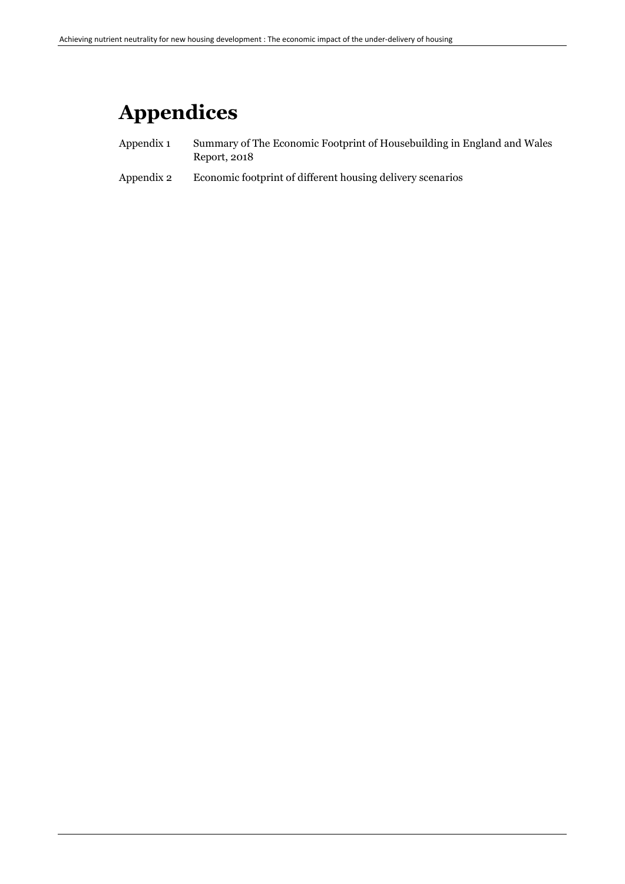# Appendices

| | |
|---|---|
| Appendix 1 | Summary of The Economic Footprint of Housebuilding in England and Wales Report, 2018 |
| Appendix 2 | Economic footprint of different housing delivery scenarios |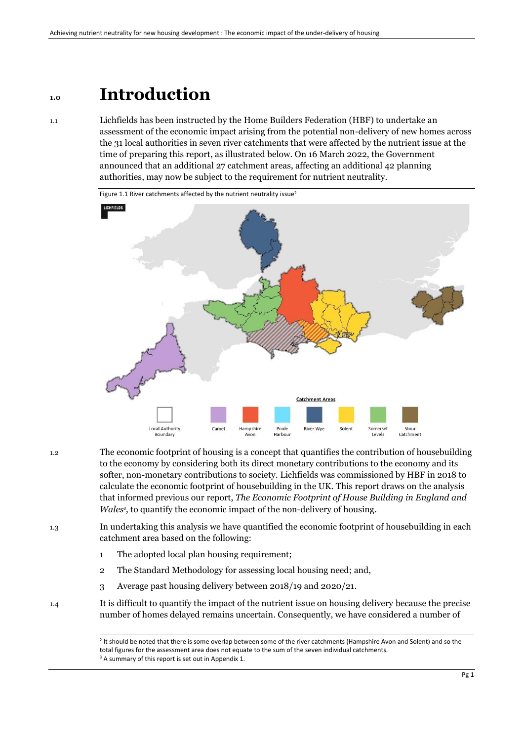# 1.0 Introduction

1.1 Lichfields has been instructed by the Home Builders Federation (HBF) to undertake an assessment of the economic impact arising from the potential non-delivery of new homes across the 31 local authorities in seven river catchments that were affected by the nutrient issue at the time of preparing this report, as illustrated below. On 16 March 2022, the Government announced that an additional 27 catchment areas, affecting an additional 42 planning authorities, may now be subject to the requirement for nutrient neutrality.

Figure 1.1 River catchments affected by the nutrient neutrality issue[2]

1.2 The economic footprint of housing is a concept that quantifies the contribution of housebuilding to the economy by considering both its direct monetary contributions to the economy and its softer, non-monetary contributions to society. Lichfields was commissioned by HBF in 2018 to calculate the economic footprint of housebuilding in the UK. This report draws on the analysis that informed previous our report, *The Economic Footprint of House Building in England and Wales*[3], to quantify the economic impact of the non-delivery of housing.

1.3 In undertaking this analysis we have quantified the economic footprint of housebuilding in each catchment area based on the following:

1. The adopted local plan housing requirement;
2. The Standard Methodology for assessing local housing need; and,
3. Average past housing delivery between 2018/19 and 2020/21.

1.4 It is difficult to quantify the impact of the nutrient issue on housing delivery because the precise number of homes delayed remains uncertain. Consequently, we have considered a number of

[2] It should be noted that there is some overlap between some of the river catchments (Hampshire Avon and Solent) and so the total figures for the assessment area does not equate to the sum of the seven individual catchments.

[3] A summary of this report is set out in Appendix 1.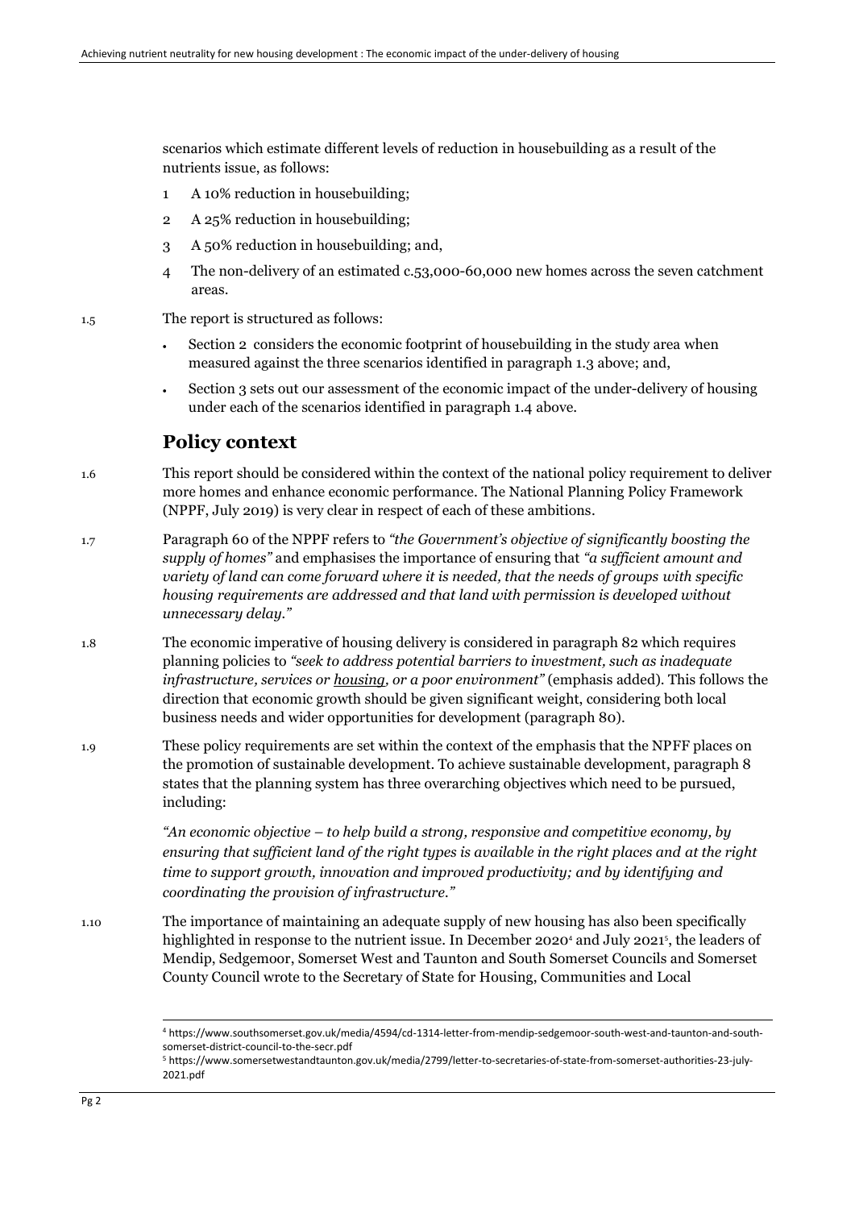scenarios which estimate different levels of reduction in housebuilding as a result of the nutrients issue, as follows:

1. A 10% reduction in housebuilding;
2. A 25% reduction in housebuilding;
3. A 50% reduction in housebuilding; and,
4. The non-delivery of an estimated c.53,000-60,000 new homes across the seven catchment areas.

1.5 The report is structured as follows:

- Section 2 considers the economic footprint of housebuilding in the study area when measured against the three scenarios identified in paragraph 1.3 above; and,
- Section 3 sets out our assessment of the economic impact of the under-delivery of housing under each of the scenarios identified in paragraph 1.4 above.

## Policy context

1.6 This report should be considered within the context of the national policy requirement to deliver more homes and enhance economic performance. The National Planning Policy Framework (NPPF, July 2019) is very clear in respect of each of these ambitions.

1.7 Paragraph 60 of the NPPF refers to *"the Government's objective of significantly boosting the supply of homes"* and emphasises the importance of ensuring that *"a sufficient amount and variety of land can come forward where it is needed, that the needs of groups with specific housing requirements are addressed and that land with permission is developed without unnecessary delay."*

1.8 The economic imperative of housing delivery is considered in paragraph 82 which requires planning policies to *"seek to address potential barriers to investment, such as inadequate infrastructure, services or housing, or a poor environment"* (emphasis added). This follows the direction that economic growth should be given significant weight, considering both local business needs and wider opportunities for development (paragraph 80).

1.9 These policy requirements are set within the context of the emphasis that the NPFF places on the promotion of sustainable development. To achieve sustainable development, paragraph 8 states that the planning system has three overarching objectives which need to be pursued, including:

> *"An economic objective – to help build a strong, responsive and competitive economy, by ensuring that sufficient land of the right types is available in the right places and at the right time to support growth, innovation and improved productivity; and by identifying and coordinating the provision of infrastructure."*

1.10 The importance of maintaining an adequate supply of new housing has also been specifically highlighted in response to the nutrient issue. In December 2020[4] and July 2021[5], the leaders of Mendip, Sedgemoor, Somerset West and Taunton and South Somerset Councils and Somerset County Council wrote to the Secretary of State for Housing, Communities and Local

[4] https://www.southsomerset.gov.uk/media/4594/cd-1314-letter-from-mendip-sedgemoor-south-west-and-taunton-and-south-somerset-district-council-to-the-secr.pdf

[5] https://www.somersetwestandtaunton.gov.uk/media/2799/letter-to-secretaries-of-state-from-somerset-authorities-23-july-2021.pdf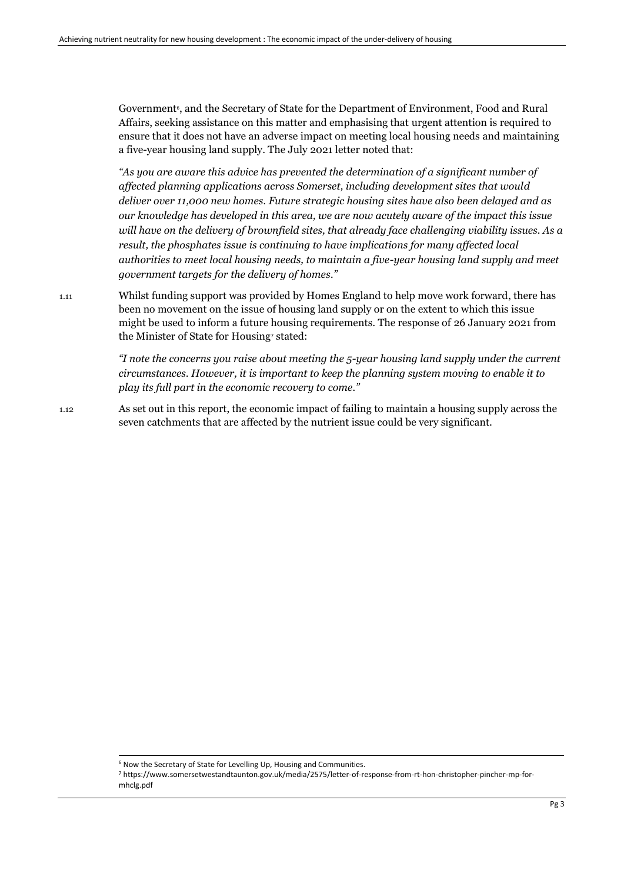Government[6], and the Secretary of State for the Department of Environment, Food and Rural Affairs, seeking assistance on this matter and emphasising that urgent attention is required to ensure that it does not have an adverse impact on meeting local housing needs and maintaining a five-year housing land supply. The July 2021 letter noted that:

*"As you are aware this advice has prevented the determination of a significant number of affected planning applications across Somerset, including development sites that would deliver over 11,000 new homes. Future strategic housing sites have also been delayed and as our knowledge has developed in this area, we are now acutely aware of the impact this issue will have on the delivery of brownfield sites, that already face challenging viability issues. As a result, the phosphates issue is continuing to have implications for many affected local authorities to meet local housing needs, to maintain a five-year housing land supply and meet government targets for the delivery of homes."*

1.11 Whilst funding support was provided by Homes England to help move work forward, there has been no movement on the issue of housing land supply or on the extent to which this issue might be used to inform a future housing requirements. The response of 26 January 2021 from the Minister of State for Housing[7] stated:

*"I note the concerns you raise about meeting the 5-year housing land supply under the current circumstances. However, it is important to keep the planning system moving to enable it to play its full part in the economic recovery to come."*

1.12 As set out in this report, the economic impact of failing to maintain a housing supply across the seven catchments that are affected by the nutrient issue could be very significant.

---

[6] Now the Secretary of State for Levelling Up, Housing and Communities.

[7] https://www.somersetwestandtaunton.gov.uk/media/2575/letter-of-response-from-rt-hon-christopher-pincher-mp-for-mhclg.pdf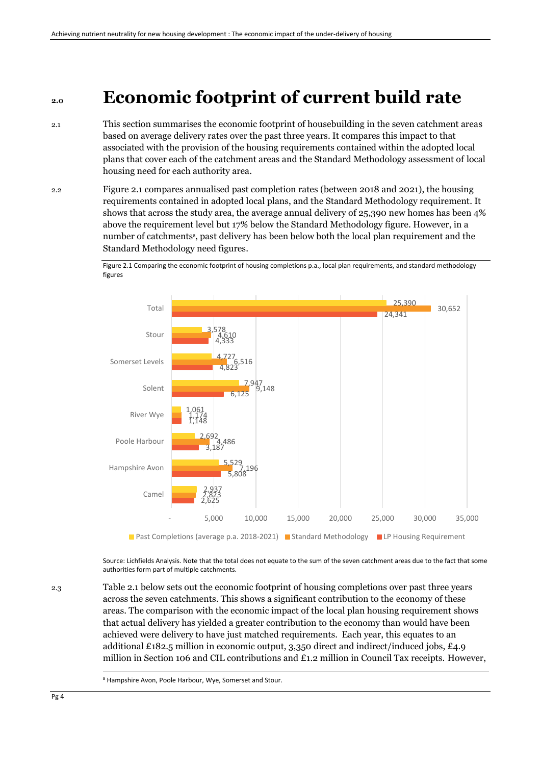# 2.0 Economic footprint of current build rate

2.1 This section summarises the economic footprint of housebuilding in the seven catchment areas based on average delivery rates over the past three years. It compares this impact to that associated with the provision of the housing requirements contained within the adopted local plans that cover each of the catchment areas and the Standard Methodology assessment of local housing need for each authority area.

2.2 Figure 2.1 compares annualised past completion rates (between 2018 and 2021), the housing requirements contained in adopted local plans, and the Standard Methodology requirement. It shows that across the study area, the average annual delivery of 25,390 new homes has been 4% above the requirement level but 17% below the Standard Methodology figure. However, in a number of catchments[8], past delivery has been below both the local plan requirement and the Standard Methodology need figures.

Figure 2.1 Comparing the economic footprint of housing completions p.a., local plan requirements, and standard methodology figures

| | Past Completions (average p.a. 2018-2021) | Standard Methodology | LP Housing Requirement |
|---|---|---|---|
| Total | 25,390 | 30,652 | 24,341 |
| Stour | 3,578 | 4,610 | 4,333 |
| Somerset Levels | 4,727 | 6,516 | 4,823 |
| Solent | 7,947 | 9,148 | 6,125 |
| River Wye | 1,061 | 1,174 | 1,148 |
| Poole Harbour | 2,692 | 4,486 | 3,187 |
| Hampshire Avon | 5,529 | 7,196 | 5,808 |
| Camel | 2,937 | 2,823 | 2,625 |

Source: Lichfields Analysis. Note that the total does not equate to the sum of the seven catchment areas due to the fact that some authorities form part of multiple catchments.

2.3 Table 2.1 below sets out the economic footprint of housing completions over past three years across the seven catchments. This shows a significant contribution to the economy of these areas. The comparison with the economic impact of the local plan housing requirement shows that actual delivery has yielded a greater contribution to the economy than would have been achieved were delivery to have just matched requirements. Each year, this equates to an additional £182.5 million in economic output, 3,350 direct and indirect/induced jobs, £4.9 million in Section 106 and CIL contributions and £1.2 million in Council Tax receipts. However,

[8] Hampshire Avon, Poole Harbour, Wye, Somerset and Stour.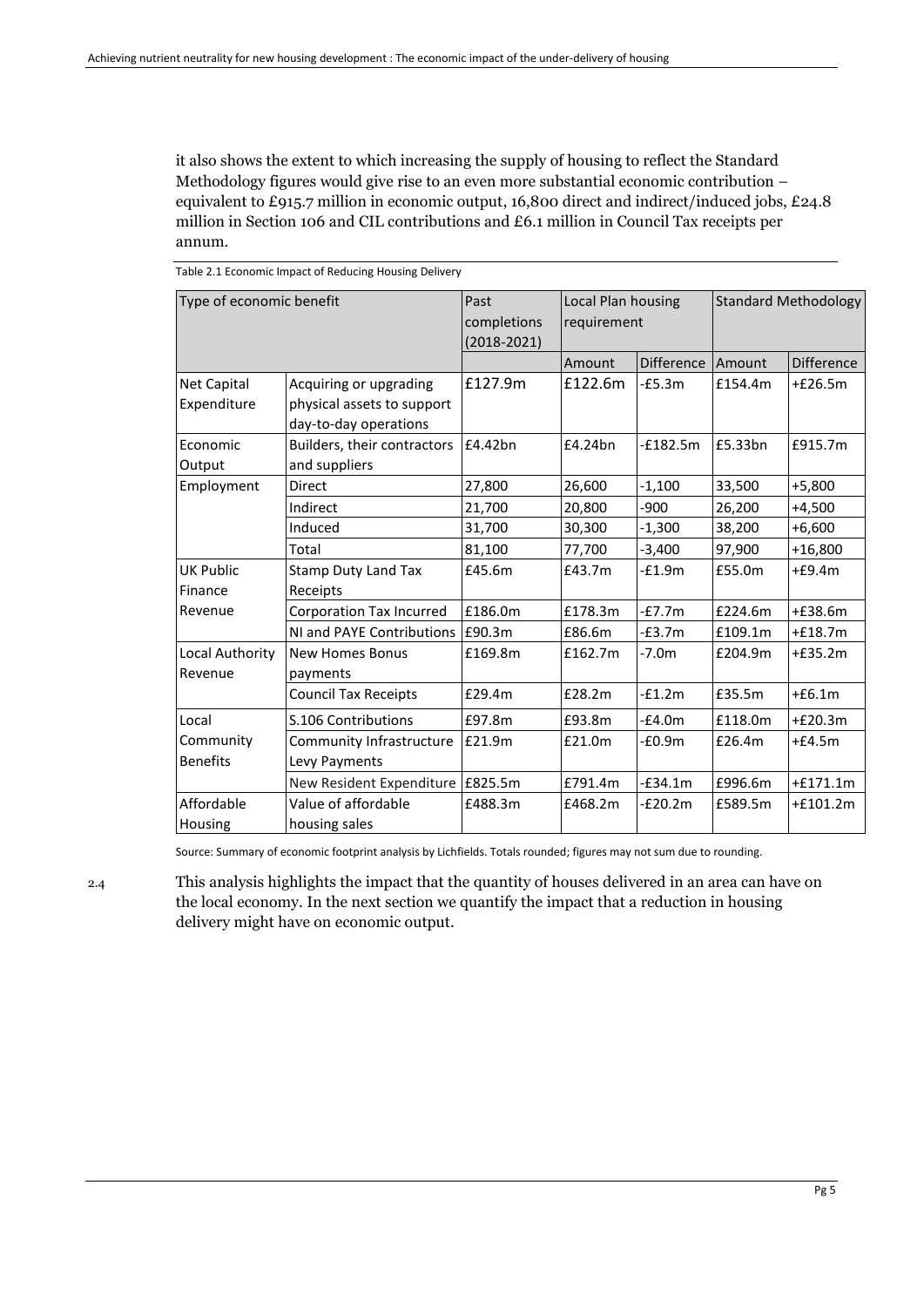it also shows the extent to which increasing the supply of housing to reflect the Standard Methodology figures would give rise to an even more substantial economic contribution – equivalent to £915.7 million in economic output, 16,800 direct and indirect/induced jobs, £24.8 million in Section 106 and CIL contributions and £6.1 million in Council Tax receipts per annum.

Table 2.1 Economic Impact of Reducing Housing Delivery

| Type of economic benefit | | Past completions (2018-2021) | Local Plan housing requirement | | Standard Methodology | |
|---|---|---|---|---|---|---|
| | | | Amount | Difference | Amount | Difference |
| Net Capital Expenditure | Acquiring or upgrading physical assets to support day-to-day operations | £127.9m | £122.6m | -£5.3m | £154.4m | +£26.5m |
| Economic Output | Builders, their contractors and suppliers | £4.42bn | £4.24bn | -£182.5m | £5.33bn | £915.7m |
| Employment | Direct | 27,800 | 26,600 | -1,100 | 33,500 | +5,800 |
| | Indirect | 21,700 | 20,800 | -900 | 26,200 | +4,500 |
| | Induced | 31,700 | 30,300 | -1,300 | 38,200 | +6,600 |
| | Total | 81,100 | 77,700 | -3,400 | 97,900 | +16,800 |
| UK Public Finance Revenue | Stamp Duty Land Tax Receipts | £45.6m | £43.7m | -£1.9m | £55.0m | +£9.4m |
| | Corporation Tax Incurred | £186.0m | £178.3m | -£7.7m | £224.6m | +£38.6m |
| | NI and PAYE Contributions | £90.3m | £86.6m | -£3.7m | £109.1m | +£18.7m |
| Local Authority Revenue | New Homes Bonus payments | £169.8m | £162.7m | -7.0m | £204.9m | +£35.2m |
| | Council Tax Receipts | £29.4m | £28.2m | -£1.2m | £35.5m | +£6.1m |
| Local Community Benefits | S.106 Contributions | £97.8m | £93.8m | -£4.0m | £118.0m | +£20.3m |
| | Community Infrastructure Levy Payments | £21.9m | £21.0m | -£0.9m | £26.4m | +£4.5m |
| | New Resident Expenditure | £825.5m | £791.4m | -£34.1m | £996.6m | +£171.1m |
| Affordable Housing | Value of affordable housing sales | £488.3m | £468.2m | -£20.2m | £589.5m | +£101.2m |

Source: Summary of economic footprint analysis by Lichfields. Totals rounded; figures may not sum due to rounding.

2.4 This analysis highlights the impact that the quantity of houses delivered in an area can have on the local economy. In the next section we quantify the impact that a reduction in housing delivery might have on economic output.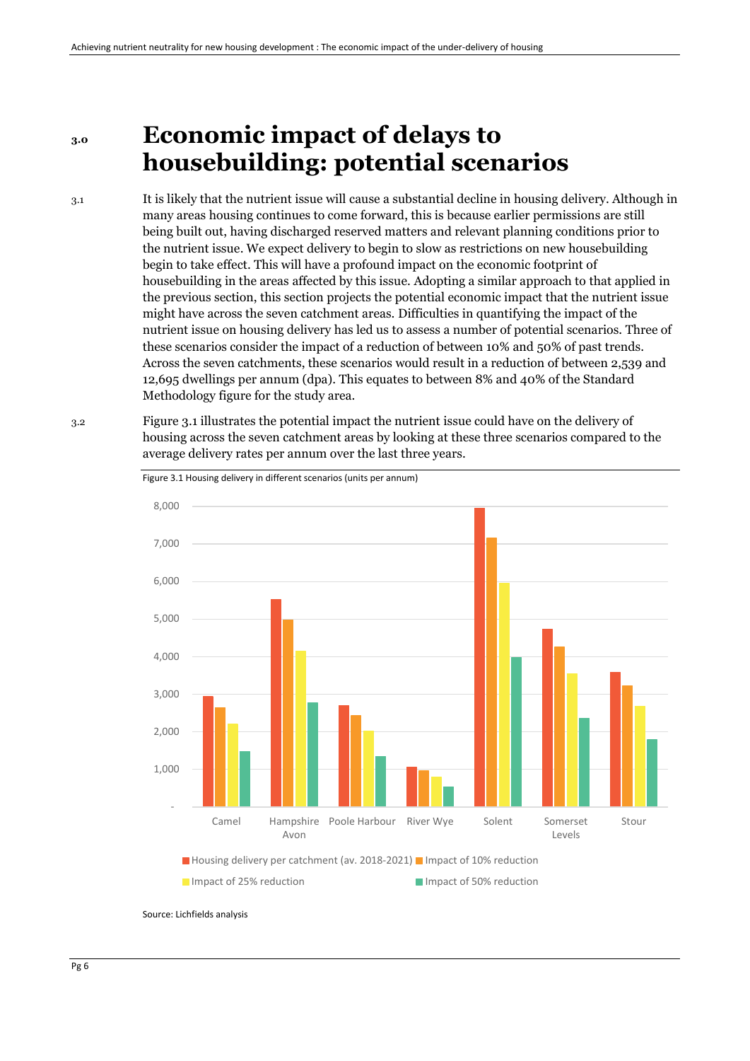# 3.0 Economic impact of delays to housebuilding: potential scenarios

3.1 It is likely that the nutrient issue will cause a substantial decline in housing delivery. Although in many areas housing continues to come forward, this is because earlier permissions are still being built out, having discharged reserved matters and relevant planning conditions prior to the nutrient issue. We expect delivery to begin to slow as restrictions on new housebuilding begin to take effect. This will have a profound impact on the economic footprint of housebuilding in the areas affected by this issue. Adopting a similar approach to that applied in the previous section, this section projects the potential economic impact that the nutrient issue might have across the seven catchment areas. Difficulties in quantifying the impact of the nutrient issue on housing delivery has led us to assess a number of potential scenarios. Three of these scenarios consider the impact of a reduction of between 10% and 50% of past trends. Across the seven catchments, these scenarios would result in a reduction of between 2,539 and 12,695 dwellings per annum (dpa). This equates to between 8% and 40% of the Standard Methodology figure for the study area.

3.2 Figure 3.1 illustrates the potential impact the nutrient issue could have on the delivery of housing across the seven catchment areas by looking at these three scenarios compared to the average delivery rates per annum over the last three years.

Figure 3.1 Housing delivery in different scenarios (units per annum)

Source: Lichfields analysis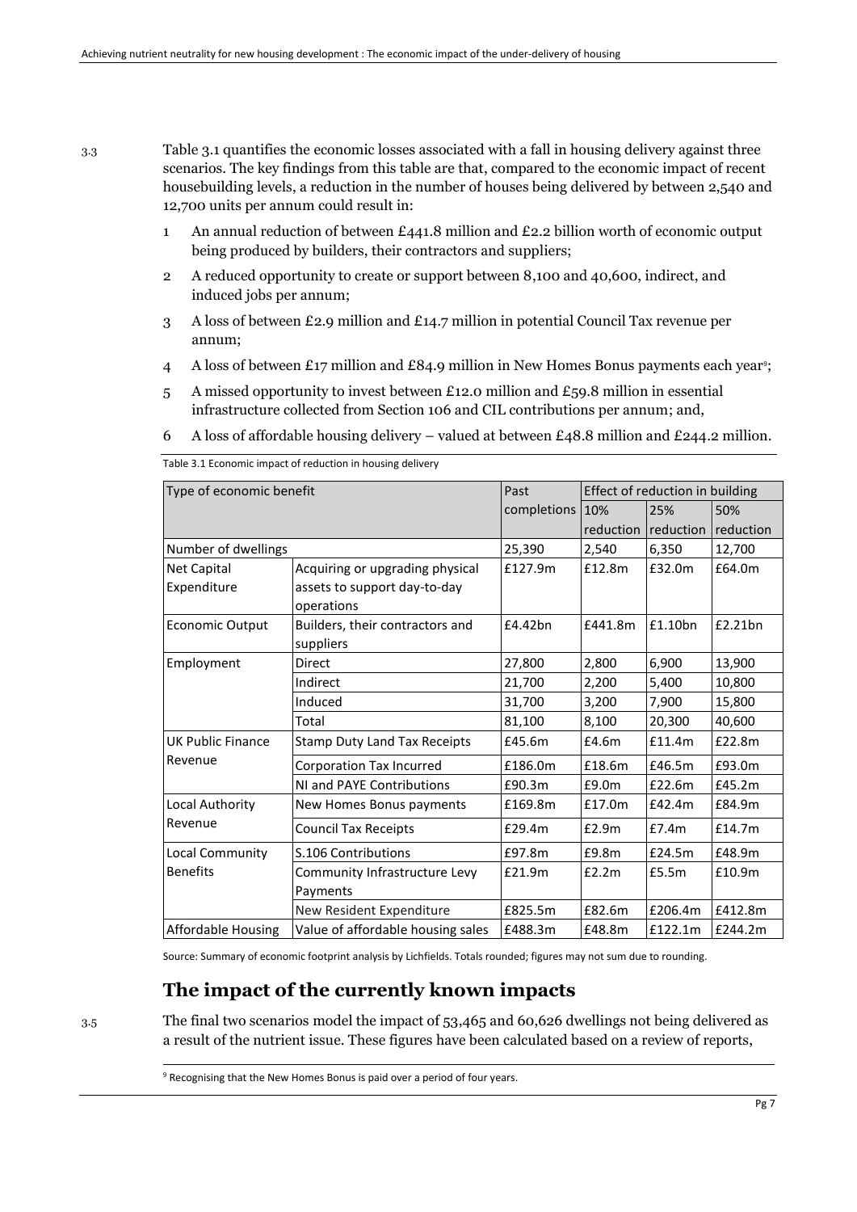3.3 Table 3.1 quantifies the economic losses associated with a fall in housing delivery against three scenarios. The key findings from this table are that, compared to the economic impact of recent housebuilding levels, a reduction in the number of houses being delivered by between 2,540 and 12,700 units per annum could result in:

1. An annual reduction of between £441.8 million and £2.2 billion worth of economic output being produced by builders, their contractors and suppliers;
2. A reduced opportunity to create or support between 8,100 and 40,600, indirect, and induced jobs per annum;
3. A loss of between £2.9 million and £14.7 million in potential Council Tax revenue per annum;
4. A loss of between £17 million and £84.9 million in New Homes Bonus payments each year[9];
5. A missed opportunity to invest between £12.0 million and £59.8 million in essential infrastructure collected from Section 106 and CIL contributions per annum; and,
6. A loss of affordable housing delivery – valued at between £48.8 million and £244.2 million.

Table 3.1 Economic impact of reduction in housing delivery

| Type of economic benefit | | Past completions | Effect of reduction in building | | |
|---|---|---|---|---|---|
| | | | 10% reduction | 25% reduction | 50% reduction |
| Number of dwellings | | 25,390 | 2,540 | 6,350 | 12,700 |
| Net Capital Expenditure | Acquiring or upgrading physical assets to support day-to-day operations | £127.9m | £12.8m | £32.0m | £64.0m |
| Economic Output | Builders, their contractors and suppliers | £4.42bn | £441.8m | £1.10bn | £2.21bn |
| Employment | Direct | 27,800 | 2,800 | 6,900 | 13,900 |
| | Indirect | 21,700 | 2,200 | 5,400 | 10,800 |
| | Induced | 31,700 | 3,200 | 7,900 | 15,800 |
| | Total | 81,100 | 8,100 | 20,300 | 40,600 |
| UK Public Finance Revenue | Stamp Duty Land Tax Receipts | £45.6m | £4.6m | £11.4m | £22.8m |
| | Corporation Tax Incurred | £186.0m | £18.6m | £46.5m | £93.0m |
| | NI and PAYE Contributions | £90.3m | £9.0m | £22.6m | £45.2m |
| Local Authority Revenue | New Homes Bonus payments | £169.8m | £17.0m | £42.4m | £84.9m |
| | Council Tax Receipts | £29.4m | £2.9m | £7.4m | £14.7m |
| Local Community Benefits | S.106 Contributions | £97.8m | £9.8m | £24.5m | £48.9m |
| | Community Infrastructure Levy Payments | £21.9m | £2.2m | £5.5m | £10.9m |
| | New Resident Expenditure | £825.5m | £82.6m | £206.4m | £412.8m |
| Affordable Housing | Value of affordable housing sales | £488.3m | £48.8m | £122.1m | £244.2m |

Source: Summary of economic footprint analysis by Lichfields. Totals rounded; figures may not sum due to rounding.

## The impact of the currently known impacts

3.5 The final two scenarios model the impact of 53,465 and 60,626 dwellings not being delivered as a result of the nutrient issue. These figures have been calculated based on a review of reports,

[9] Recognising that the New Homes Bonus is paid over a period of four years.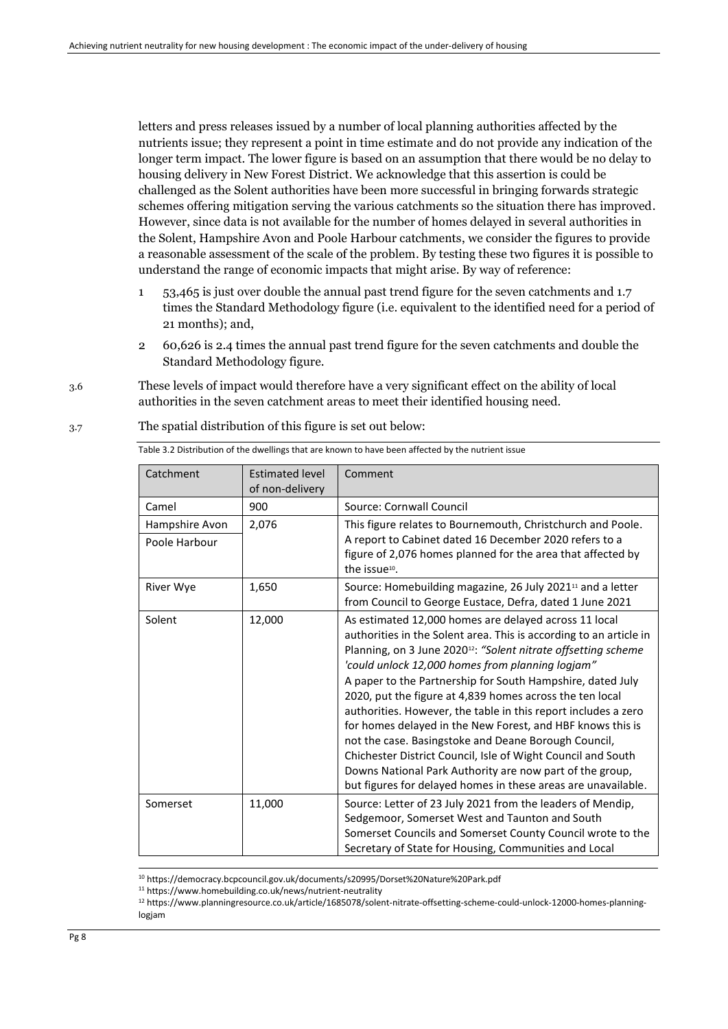letters and press releases issued by a number of local planning authorities affected by the nutrients issue; they represent a point in time estimate and do not provide any indication of the longer term impact. The lower figure is based on an assumption that there would be no delay to housing delivery in New Forest District. We acknowledge that this assertion is could be challenged as the Solent authorities have been more successful in bringing forwards strategic schemes offering mitigation serving the various catchments so the situation there has improved. However, since data is not available for the number of homes delayed in several authorities in the Solent, Hampshire Avon and Poole Harbour catchments, we consider the figures to provide a reasonable assessment of the scale of the problem. By testing these two figures it is possible to understand the range of economic impacts that might arise. By way of reference:

1. 53,465 is just over double the annual past trend figure for the seven catchments and 1.7 times the Standard Methodology figure (i.e. equivalent to the identified need for a period of 21 months); and,
2. 60,626 is 2.4 times the annual past trend figure for the seven catchments and double the Standard Methodology figure.

3.6 These levels of impact would therefore have a very significant effect on the ability of local authorities in the seven catchment areas to meet their identified housing need.

3.7 The spatial distribution of this figure is set out below:

Table 3.2 Distribution of the dwellings that are known to have been affected by the nutrient issue

| Catchment | Estimated level of non-delivery | Comment |
|---|---|---|
| Camel | 900 | Source: Cornwall Council |
| Hampshire Avon<br>Poole Harbour | 2,076 | This figure relates to Bournemouth, Christchurch and Poole. A report to Cabinet dated 16 December 2020 refers to a figure of 2,076 homes planned for the area that affected by the issue[10]. |
| River Wye | 1,650 | Source: Homebuilding magazine, 26 July 2021[11] and a letter from Council to George Eustace, Defra, dated 1 June 2021 |
| Solent | 12,000 | As estimated 12,000 homes are delayed across 11 local authorities in the Solent area. This is according to an article in Planning, on 3 June 2020[12]: *"Solent nitrate offsetting scheme 'could unlock 12,000 homes from planning logjam"*<br>A paper to the Partnership for South Hampshire, dated July 2020, put the figure at 4,839 homes across the ten local authorities. However, the table in this report includes a zero for homes delayed in the New Forest, and HBF knows this is not the case. Basingstoke and Deane Borough Council, Chichester District Council, Isle of Wight Council and South Downs National Park Authority are now part of the group, but figures for delayed homes in these areas are unavailable. |
| Somerset | 11,000 | Source: Letter of 23 July 2021 from the leaders of Mendip, Sedgemoor, Somerset West and Taunton and South Somerset Councils and Somerset County Council wrote to the Secretary of State for Housing, Communities and Local |

[10] https://democracy.bcpcouncil.gov.uk/documents/s20995/Dorset%20Nature%20Park.pdf

[11] https://www.homebuilding.co.uk/news/nutrient-neutrality

[12] https://www.planningresource.co.uk/article/1685078/solent-nitrate-offsetting-scheme-could-unlock-12000-homes-planning-logjam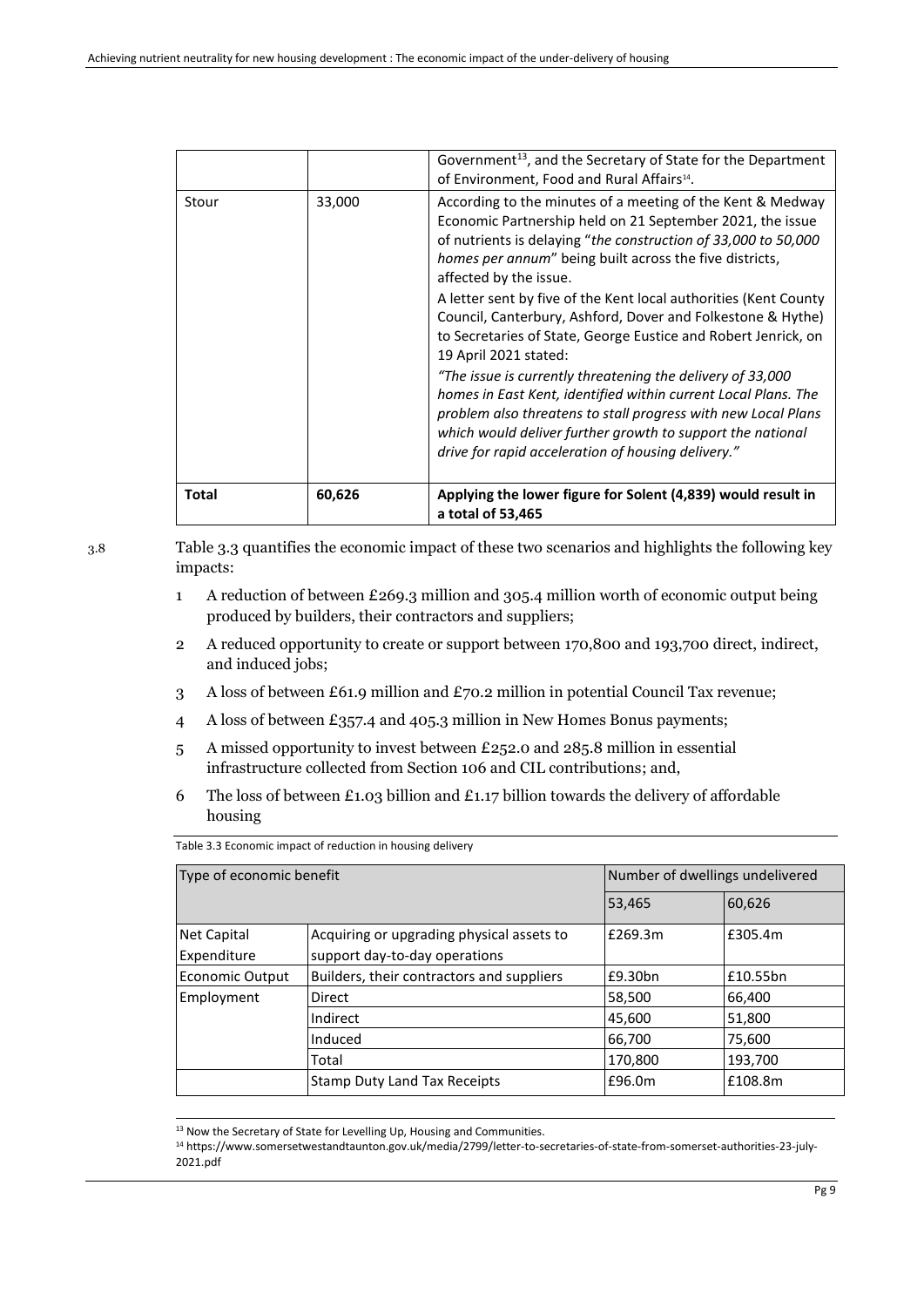| | | Government[13], and the Secretary of State for the Department of Environment, Food and Rural Affairs[14]. |
|---|---|---|
| Stour | 33,000 | According to the minutes of a meeting of the Kent & Medway Economic Partnership held on 21 September 2021, the issue of nutrients is delaying "*the construction of 33,000 to 50,000 homes per annum*" being built across the five districts, affected by the issue.<br>A letter sent by five of the Kent local authorities (Kent County Council, Canterbury, Ashford, Dover and Folkestone & Hythe) to Secretaries of State, George Eustice and Robert Jenrick, on 19 April 2021 stated:<br>*"The issue is currently threatening the delivery of 33,000 homes in East Kent, identified within current Local Plans. The problem also threatens to stall progress with new Local Plans which would deliver further growth to support the national drive for rapid acceleration of housing delivery."* |
| **Total** | **60,626** | **Applying the lower figure for Solent (4,839) would result in a total of 53,465** |

3.8 Table 3.3 quantifies the economic impact of these two scenarios and highlights the following key impacts:

1. A reduction of between £269.3 million and 305.4 million worth of economic output being produced by builders, their contractors and suppliers;
2. A reduced opportunity to create or support between 170,800 and 193,700 direct, indirect, and induced jobs;
3. A loss of between £61.9 million and £70.2 million in potential Council Tax revenue;
4. A loss of between £357.4 and 405.3 million in New Homes Bonus payments;
5. A missed opportunity to invest between £252.0 and 285.8 million in essential infrastructure collected from Section 106 and CIL contributions; and,
6. The loss of between £1.03 billion and £1.17 billion towards the delivery of affordable housing

Table 3.3 Economic impact of reduction in housing delivery

| Type of economic benefit | | Number of dwellings undelivered | |
|---|---|---|---|
| | | 53,465 | 60,626 |
| Net Capital Expenditure | Acquiring or upgrading physical assets to support day-to-day operations | £269.3m | £305.4m |
| Economic Output | Builders, their contractors and suppliers | £9.30bn | £10.55bn |
| Employment | Direct | 58,500 | 66,400 |
| | Indirect | 45,600 | 51,800 |
| | Induced | 66,700 | 75,600 |
| | Total | 170,800 | 193,700 |
| | Stamp Duty Land Tax Receipts | £96.0m | £108.8m |

[13] Now the Secretary of State for Levelling Up, Housing and Communities.

[14] https://www.somersetwestandtaunton.gov.uk/media/2799/letter-to-secretaries-of-state-from-somerset-authorities-23-july-2021.pdf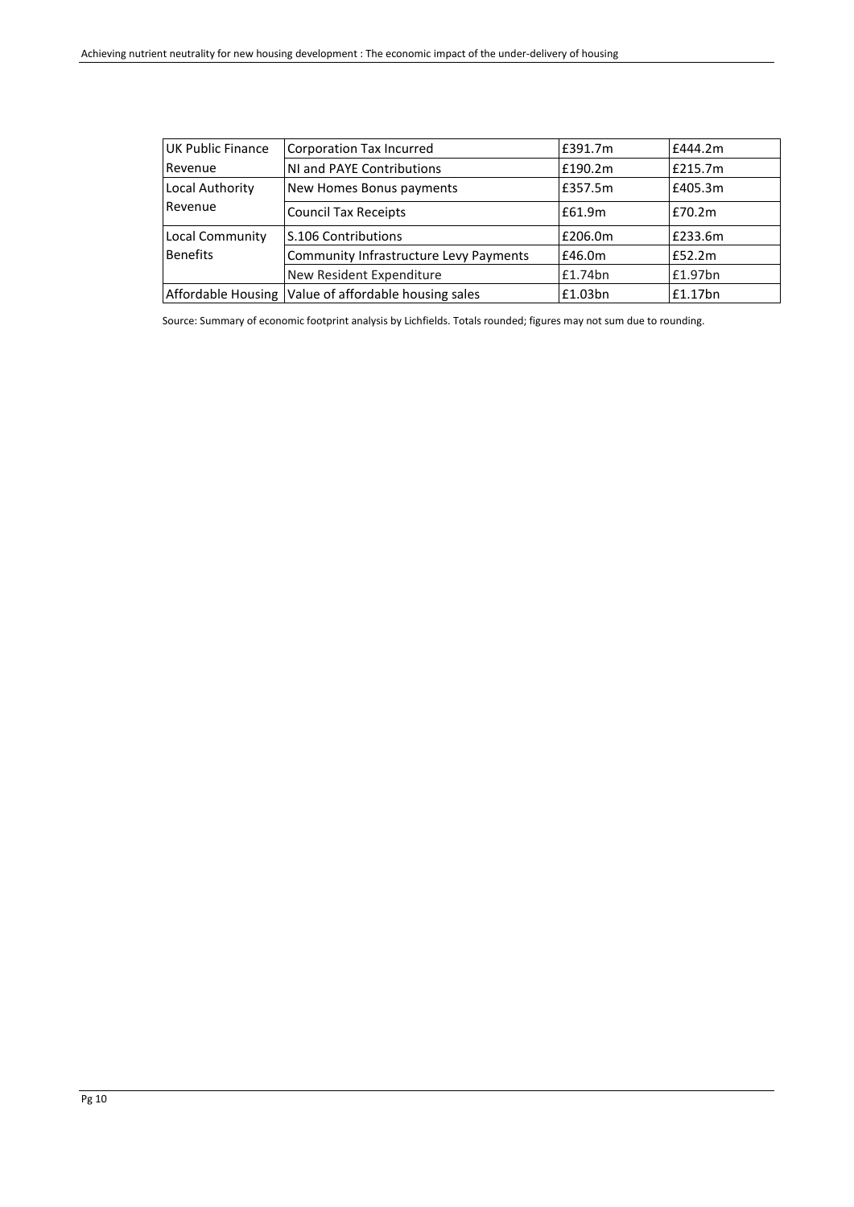| | | | |
|---|---|---|---|
| UK Public Finance Revenue | Corporation Tax Incurred | £391.7m | £444.2m |
| | NI and PAYE Contributions | £190.2m | £215.7m |
| Local Authority Revenue | New Homes Bonus payments | £357.5m | £405.3m |
| | Council Tax Receipts | £61.9m | £70.2m |
| Local Community Benefits | S.106 Contributions | £206.0m | £233.6m |
| | Community Infrastructure Levy Payments | £46.0m | £52.2m |
| | New Resident Expenditure | £1.74bn | £1.97bn |
| Affordable Housing | Value of affordable housing sales | £1.03bn | £1.17bn |

Source: Summary of economic footprint analysis by Lichfields. Totals rounded; figures may not sum due to rounding.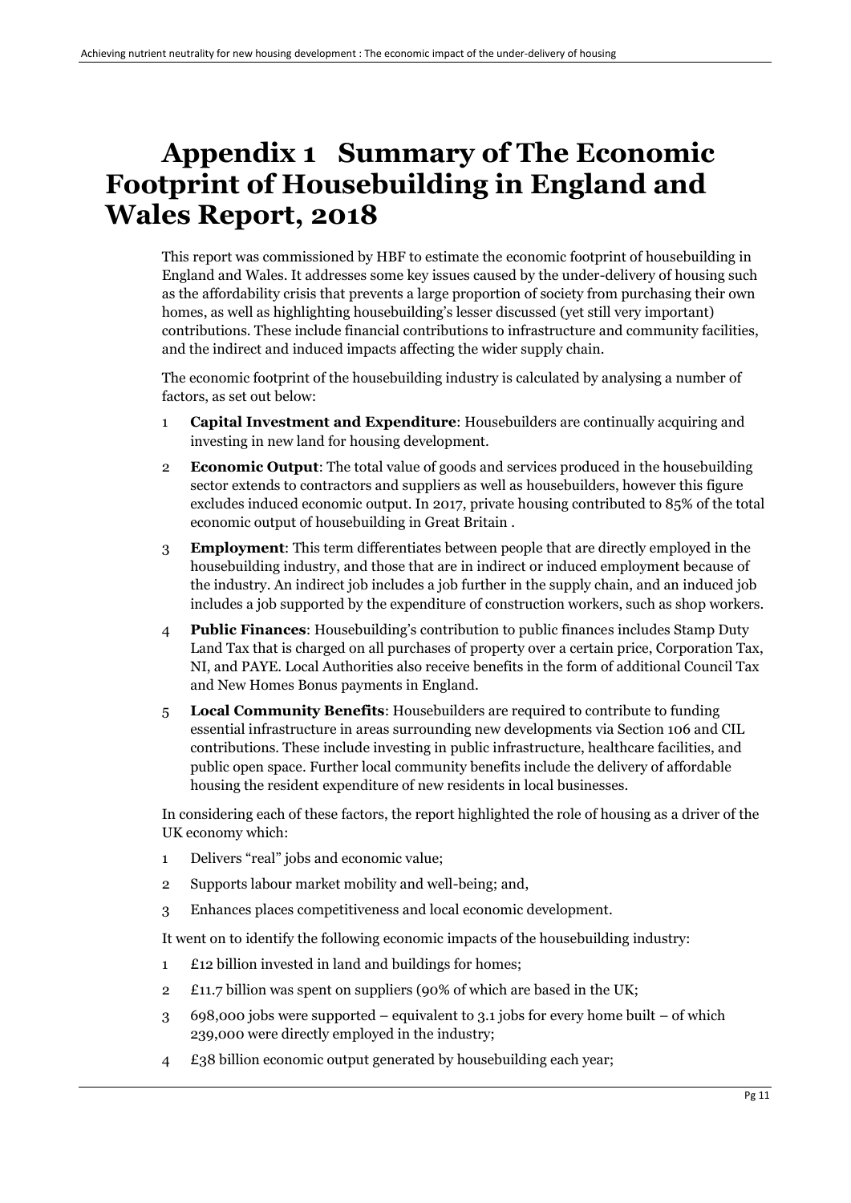# Appendix 1 Summary of The Economic Footprint of Housebuilding in England and Wales Report, 2018

This report was commissioned by HBF to estimate the economic footprint of housebuilding in England and Wales. It addresses some key issues caused by the under-delivery of housing such as the affordability crisis that prevents a large proportion of society from purchasing their own homes, as well as highlighting housebuilding's lesser discussed (yet still very important) contributions. These include financial contributions to infrastructure and community facilities, and the indirect and induced impacts affecting the wider supply chain.

The economic footprint of the housebuilding industry is calculated by analysing a number of factors, as set out below:

1. **Capital Investment and Expenditure**: Housebuilders are continually acquiring and investing in new land for housing development.
2. **Economic Output**: The total value of goods and services produced in the housebuilding sector extends to contractors and suppliers as well as housebuilders, however this figure excludes induced economic output. In 2017, private housing contributed to 85% of the total economic output of housebuilding in Great Britain .
3. **Employment**: This term differentiates between people that are directly employed in the housebuilding industry, and those that are in indirect or induced employment because of the industry. An indirect job includes a job further in the supply chain, and an induced job includes a job supported by the expenditure of construction workers, such as shop workers.
4. **Public Finances**: Housebuilding's contribution to public finances includes Stamp Duty Land Tax that is charged on all purchases of property over a certain price, Corporation Tax, NI, and PAYE. Local Authorities also receive benefits in the form of additional Council Tax and New Homes Bonus payments in England.
5. **Local Community Benefits**: Housebuilders are required to contribute to funding essential infrastructure in areas surrounding new developments via Section 106 and CIL contributions. These include investing in public infrastructure, healthcare facilities, and public open space. Further local community benefits include the delivery of affordable housing the resident expenditure of new residents in local businesses.

In considering each of these factors, the report highlighted the role of housing as a driver of the UK economy which:

1. Delivers "real" jobs and economic value;
2. Supports labour market mobility and well-being; and,
3. Enhances places competitiveness and local economic development.

It went on to identify the following economic impacts of the housebuilding industry:

1. £12 billion invested in land and buildings for homes;
2. £11.7 billion was spent on suppliers (90% of which are based in the UK;
3. 698,000 jobs were supported – equivalent to 3.1 jobs for every home built – of which 239,000 were directly employed in the industry;
4. £38 billion economic output generated by housebuilding each year;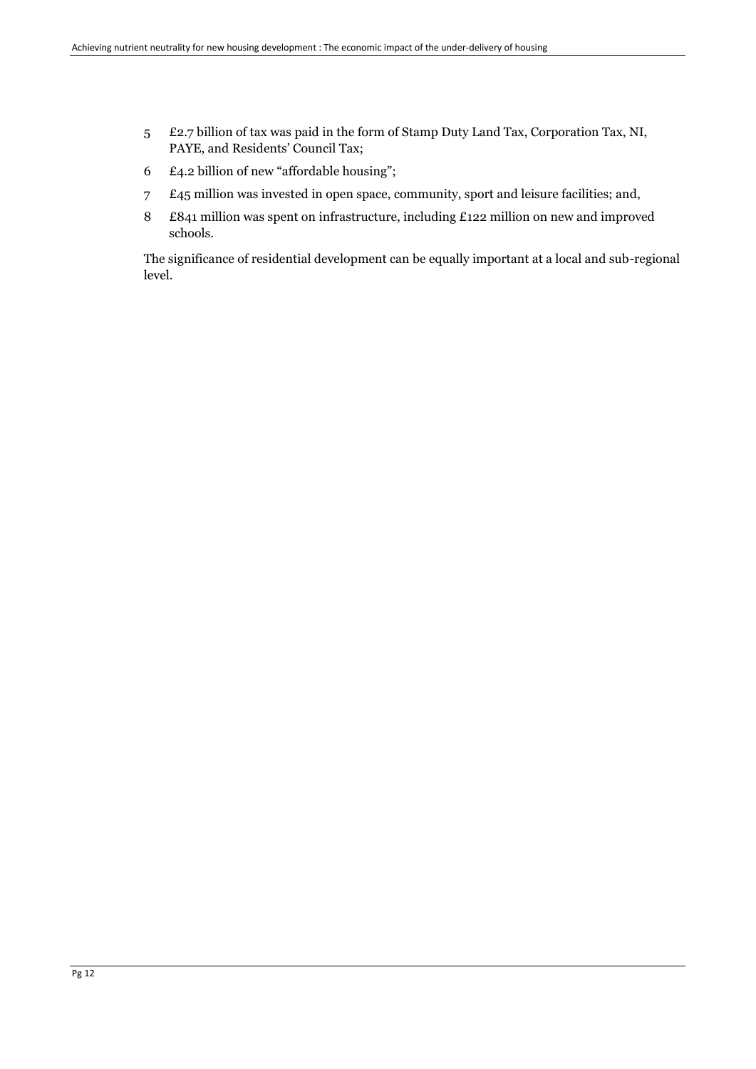5. £2.7 billion of tax was paid in the form of Stamp Duty Land Tax, Corporation Tax, NI, PAYE, and Residents' Council Tax;
6. £4.2 billion of new "affordable housing";
7. £45 million was invested in open space, community, sport and leisure facilities; and,
8. £841 million was spent on infrastructure, including £122 million on new and improved schools.

The significance of residential development can be equally important at a local and sub-regional level.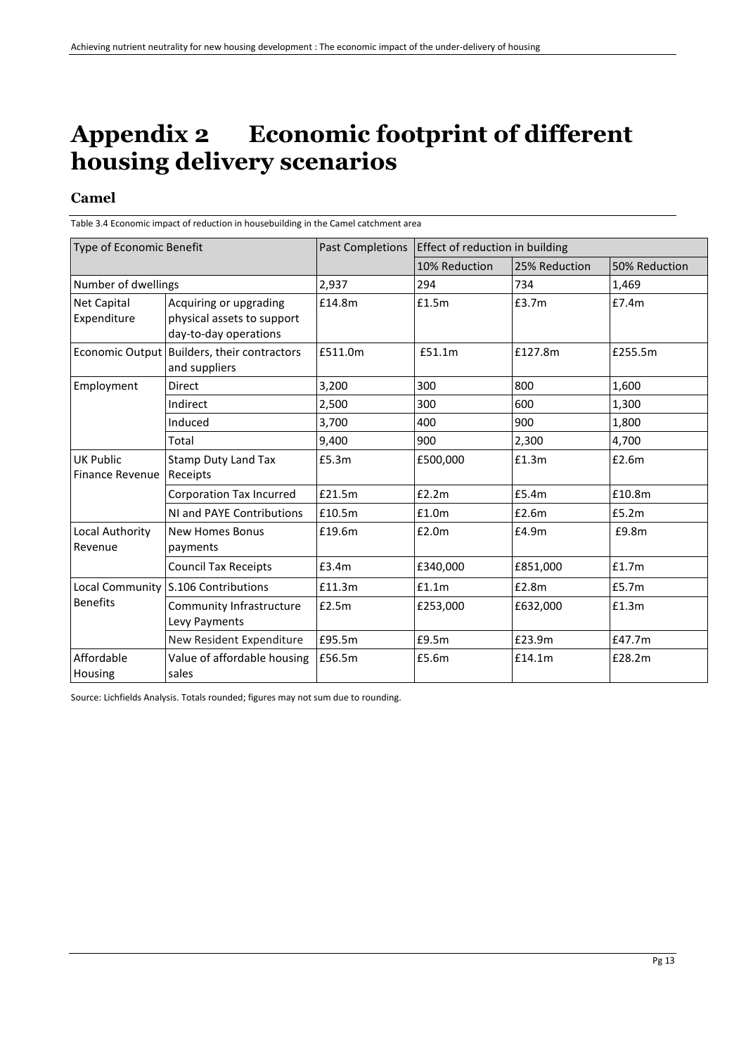# Appendix 2 Economic footprint of different housing delivery scenarios

## Camel

Table 3.4 Economic impact of reduction in housebuilding in the Camel catchment area

| Type of Economic Benefit | | Past Completions | Effect of reduction in building | | |
|---|---|---|---|---|---|
| | | | 10% Reduction | 25% Reduction | 50% Reduction |
| Number of dwellings | | 2,937 | 294 | 734 | 1,469 |
| Net Capital Expenditure | Acquiring or upgrading physical assets to support day-to-day operations | £14.8m | £1.5m | £3.7m | £7.4m |
| Economic Output | Builders, their contractors and suppliers | £511.0m | £51.1m | £127.8m | £255.5m |
| Employment | Direct | 3,200 | 300 | 800 | 1,600 |
| | Indirect | 2,500 | 300 | 600 | 1,300 |
| | Induced | 3,700 | 400 | 900 | 1,800 |
| | Total | 9,400 | 900 | 2,300 | 4,700 |
| UK Public Finance Revenue | Stamp Duty Land Tax Receipts | £5.3m | £500,000 | £1.3m | £2.6m |
| | Corporation Tax Incurred | £21.5m | £2.2m | £5.4m | £10.8m |
| | NI and PAYE Contributions | £10.5m | £1.0m | £2.6m | £5.2m |
| Local Authority Revenue | New Homes Bonus payments | £19.6m | £2.0m | £4.9m | £9.8m |
| | Council Tax Receipts | £3.4m | £340,000 | £851,000 | £1.7m |
| Local Community Benefits | S.106 Contributions | £11.3m | £1.1m | £2.8m | £5.7m |
| | Community Infrastructure Levy Payments | £2.5m | £253,000 | £632,000 | £1.3m |
| | New Resident Expenditure | £95.5m | £9.5m | £23.9m | £47.7m |
| Affordable Housing | Value of affordable housing sales | £56.5m | £5.6m | £14.1m | £28.2m |

Source: Lichfields Analysis. Totals rounded; figures may not sum due to rounding.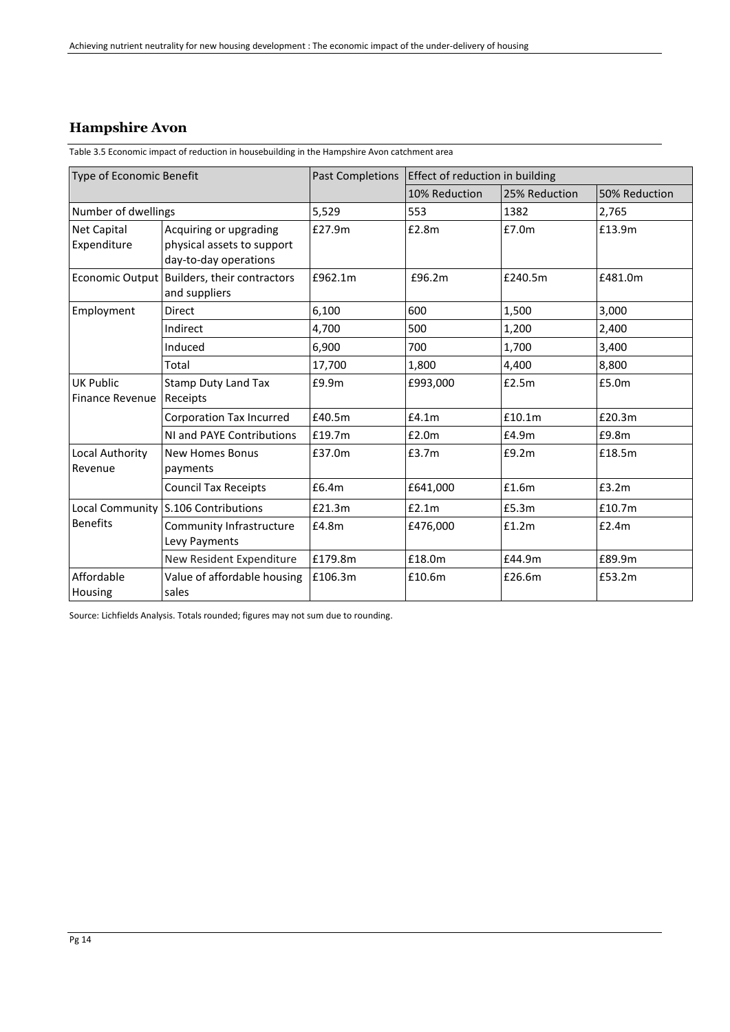## Hampshire Avon

Table 3.5 Economic impact of reduction in housebuilding in the Hampshire Avon catchment area

| Type of Economic Benefit | | Past Completions | Effect of reduction in building | | |
|---|---|---|---|---|---|
| | | | 10% Reduction | 25% Reduction | 50% Reduction |
| Number of dwellings | | 5,529 | 553 | 1382 | 2,765 |
| Net Capital Expenditure | Acquiring or upgrading physical assets to support day-to-day operations | £27.9m | £2.8m | £7.0m | £13.9m |
| Economic Output | Builders, their contractors and suppliers | £962.1m | £96.2m | £240.5m | £481.0m |
| Employment | Direct | 6,100 | 600 | 1,500 | 3,000 |
| | Indirect | 4,700 | 500 | 1,200 | 2,400 |
| | Induced | 6,900 | 700 | 1,700 | 3,400 |
| | Total | 17,700 | 1,800 | 4,400 | 8,800 |
| UK Public Finance Revenue | Stamp Duty Land Tax Receipts | £9.9m | £993,000 | £2.5m | £5.0m |
| | Corporation Tax Incurred | £40.5m | £4.1m | £10.1m | £20.3m |
| | NI and PAYE Contributions | £19.7m | £2.0m | £4.9m | £9.8m |
| Local Authority Revenue | New Homes Bonus payments | £37.0m | £3.7m | £9.2m | £18.5m |
| | Council Tax Receipts | £6.4m | £641,000 | £1.6m | £3.2m |
| Local Community Benefits | S.106 Contributions | £21.3m | £2.1m | £5.3m | £10.7m |
| | Community Infrastructure Levy Payments | £4.8m | £476,000 | £1.2m | £2.4m |
| | New Resident Expenditure | £179.8m | £18.0m | £44.9m | £89.9m |
| Affordable Housing | Value of affordable housing sales | £106.3m | £10.6m | £26.6m | £53.2m |

Source: Lichfields Analysis. Totals rounded; figures may not sum due to rounding.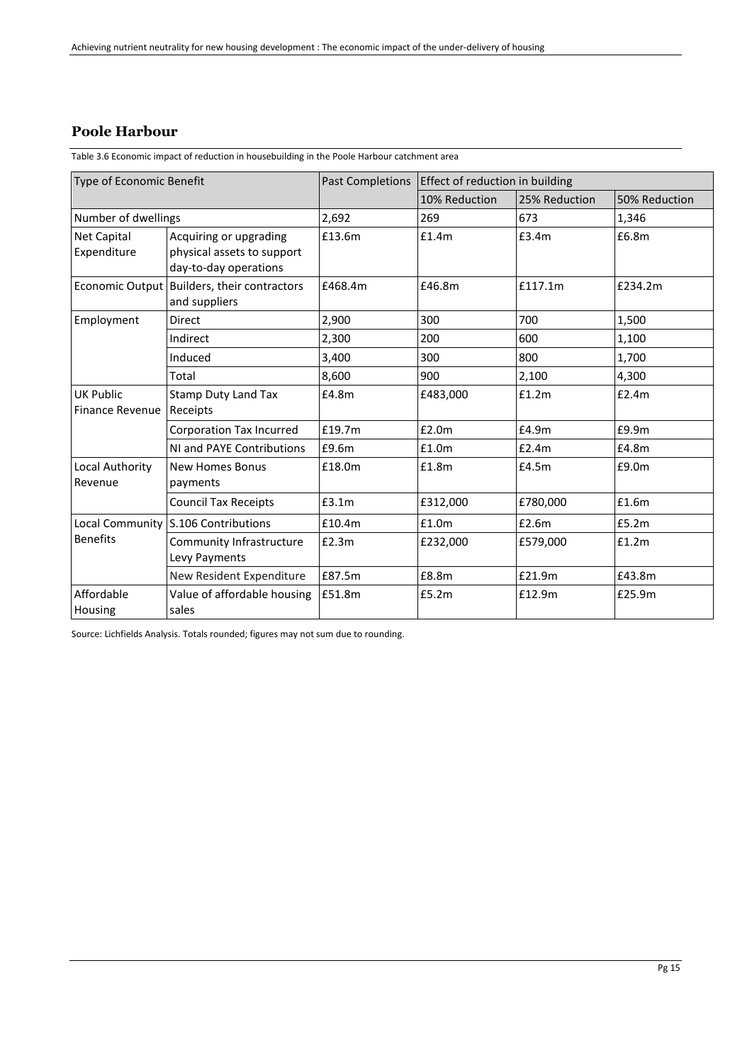## Poole Harbour

Table 3.6 Economic impact of reduction in housebuilding in the Poole Harbour catchment area

| Type of Economic Benefit | | Past Completions | Effect of reduction in building | | |
|---|---|---|---|---|---|
| | | | 10% Reduction | 25% Reduction | 50% Reduction |
| Number of dwellings | | 2,692 | 269 | 673 | 1,346 |
| Net Capital Expenditure | Acquiring or upgrading physical assets to support day-to-day operations | £13.6m | £1.4m | £3.4m | £6.8m |
| Economic Output | Builders, their contractors and suppliers | £468.4m | £46.8m | £117.1m | £234.2m |
| Employment | Direct | 2,900 | 300 | 700 | 1,500 |
| | Indirect | 2,300 | 200 | 600 | 1,100 |
| | Induced | 3,400 | 300 | 800 | 1,700 |
| | Total | 8,600 | 900 | 2,100 | 4,300 |
| UK Public Finance Revenue | Stamp Duty Land Tax Receipts | £4.8m | £483,000 | £1.2m | £2.4m |
| | Corporation Tax Incurred | £19.7m | £2.0m | £4.9m | £9.9m |
| | NI and PAYE Contributions | £9.6m | £1.0m | £2.4m | £4.8m |
| Local Authority Revenue | New Homes Bonus payments | £18.0m | £1.8m | £4.5m | £9.0m |
| | Council Tax Receipts | £3.1m | £312,000 | £780,000 | £1.6m |
| Local Community Benefits | S.106 Contributions | £10.4m | £1.0m | £2.6m | £5.2m |
| | Community Infrastructure Levy Payments | £2.3m | £232,000 | £579,000 | £1.2m |
| | New Resident Expenditure | £87.5m | £8.8m | £21.9m | £43.8m |
| Affordable Housing | Value of affordable housing sales | £51.8m | £5.2m | £12.9m | £25.9m |

Source: Lichfields Analysis. Totals rounded; figures may not sum due to rounding.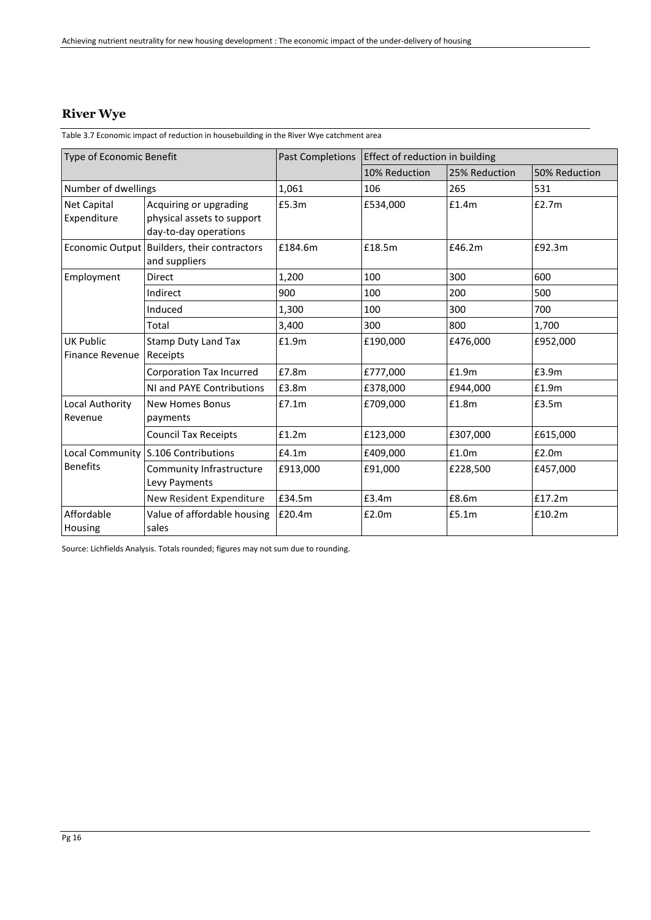## River Wye

Table 3.7 Economic impact of reduction in housebuilding in the River Wye catchment area

| Type of Economic Benefit | | Past Completions | Effect of reduction in building | | |
|---|---|---|---|---|---|
| | | | 10% Reduction | 25% Reduction | 50% Reduction |
| Number of dwellings | | 1,061 | 106 | 265 | 531 |
| Net Capital Expenditure | Acquiring or upgrading physical assets to support day-to-day operations | £5.3m | £534,000 | £1.4m | £2.7m |
| Economic Output | Builders, their contractors and suppliers | £184.6m | £18.5m | £46.2m | £92.3m |
| Employment | Direct | 1,200 | 100 | 300 | 600 |
| | Indirect | 900 | 100 | 200 | 500 |
| | Induced | 1,300 | 100 | 300 | 700 |
| | Total | 3,400 | 300 | 800 | 1,700 |
| UK Public Finance Revenue | Stamp Duty Land Tax Receipts | £1.9m | £190,000 | £476,000 | £952,000 |
| | Corporation Tax Incurred | £7.8m | £777,000 | £1.9m | £3.9m |
| | NI and PAYE Contributions | £3.8m | £378,000 | £944,000 | £1.9m |
| Local Authority Revenue | New Homes Bonus payments | £7.1m | £709,000 | £1.8m | £3.5m |
| | Council Tax Receipts | £1.2m | £123,000 | £307,000 | £615,000 |
| Local Community Benefits | S.106 Contributions | £4.1m | £409,000 | £1.0m | £2.0m |
| | Community Infrastructure Levy Payments | £913,000 | £91,000 | £228,500 | £457,000 |
| | New Resident Expenditure | £34.5m | £3.4m | £8.6m | £17.2m |
| Affordable Housing | Value of affordable housing sales | £20.4m | £2.0m | £5.1m | £10.2m |

Source: Lichfields Analysis. Totals rounded; figures may not sum due to rounding.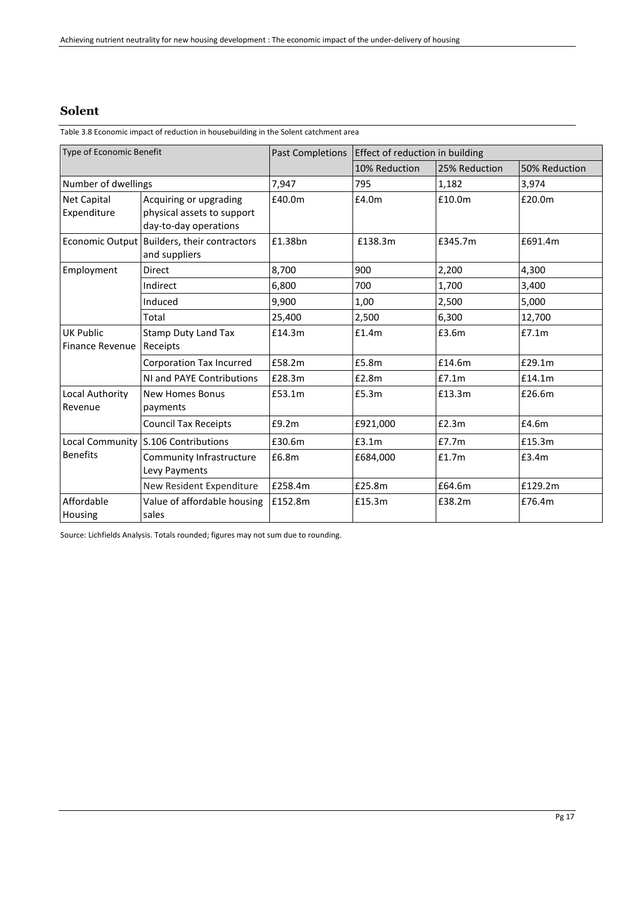## Solent

Table 3.8 Economic impact of reduction in housebuilding in the Solent catchment area

| Type of Economic Benefit | | Past Completions | Effect of reduction in building | | |
|---|---|---|---|---|---|
| | | | 10% Reduction | 25% Reduction | 50% Reduction |
| Number of dwellings | | 7,947 | 795 | 1,182 | 3,974 |
| Net Capital Expenditure | Acquiring or upgrading physical assets to support day-to-day operations | £40.0m | £4.0m | £10.0m | £20.0m |
| Economic Output | Builders, their contractors and suppliers | £1.38bn | £138.3m | £345.7m | £691.4m |
| Employment | Direct | 8,700 | 900 | 2,200 | 4,300 |
| | Indirect | 6,800 | 700 | 1,700 | 3,400 |
| | Induced | 9,900 | 1,00 | 2,500 | 5,000 |
| | Total | 25,400 | 2,500 | 6,300 | 12,700 |
| UK Public Finance Revenue | Stamp Duty Land Tax Receipts | £14.3m | £1.4m | £3.6m | £7.1m |
| | Corporation Tax Incurred | £58.2m | £5.8m | £14.6m | £29.1m |
| | NI and PAYE Contributions | £28.3m | £2.8m | £7.1m | £14.1m |
| Local Authority Revenue | New Homes Bonus payments | £53.1m | £5.3m | £13.3m | £26.6m |
| | Council Tax Receipts | £9.2m | £921,000 | £2.3m | £4.6m |
| Local Community Benefits | S.106 Contributions | £30.6m | £3.1m | £7.7m | £15.3m |
| | Community Infrastructure Levy Payments | £6.8m | £684,000 | £1.7m | £3.4m |
| | New Resident Expenditure | £258.4m | £25.8m | £64.6m | £129.2m |
| Affordable Housing | Value of affordable housing sales | £152.8m | £15.3m | £38.2m | £76.4m |

Source: Lichfields Analysis. Totals rounded; figures may not sum due to rounding.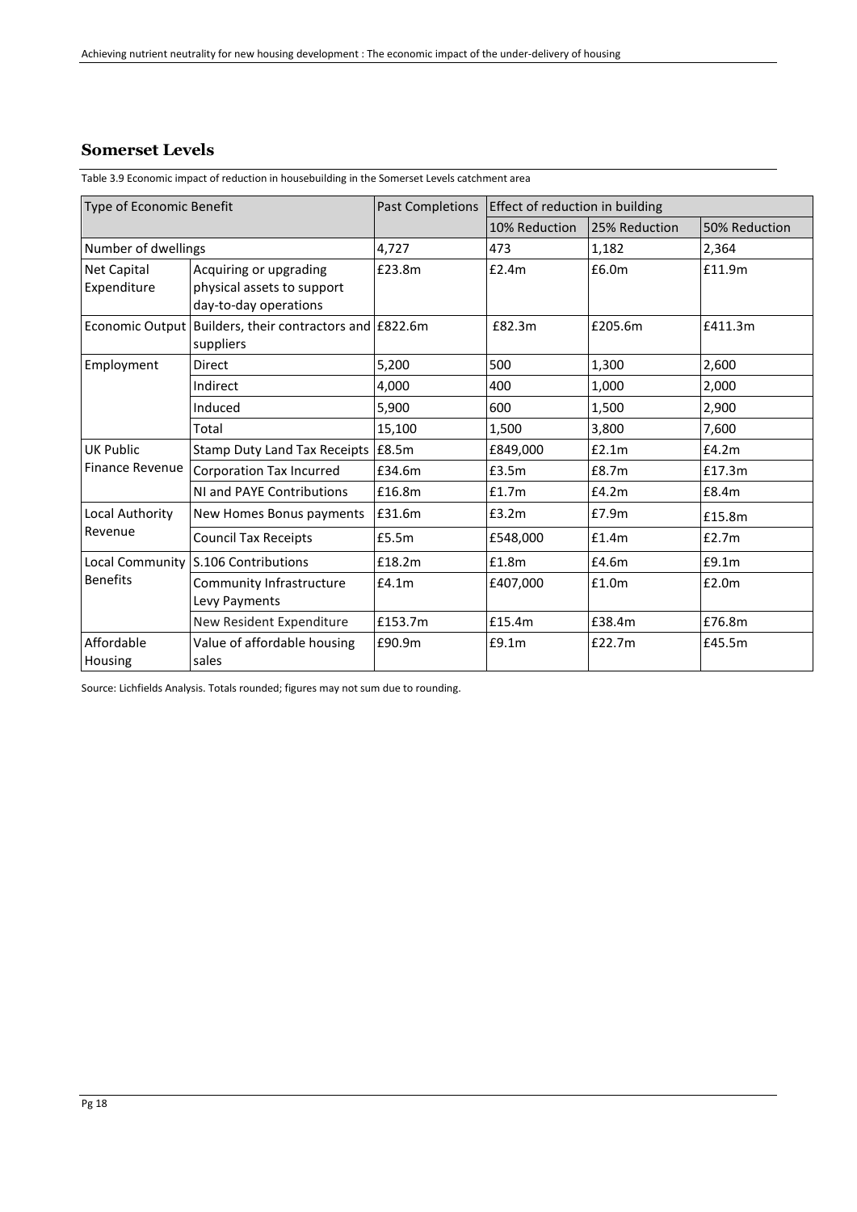## Somerset Levels

Table 3.9 Economic impact of reduction in housebuilding in the Somerset Levels catchment area

| Type of Economic Benefit | | Past Completions | Effect of reduction in building | | |
|---|---|---|---|---|---|
| | | | 10% Reduction | 25% Reduction | 50% Reduction |
| Number of dwellings | | 4,727 | 473 | 1,182 | 2,364 |
| Net Capital Expenditure | Acquiring or upgrading physical assets to support day-to-day operations | £23.8m | £2.4m | £6.0m | £11.9m |
| Economic Output | Builders, their contractors and suppliers | £822.6m | £82.3m | £205.6m | £411.3m |
| Employment | Direct | 5,200 | 500 | 1,300 | 2,600 |
| | Indirect | 4,000 | 400 | 1,000 | 2,000 |
| | Induced | 5,900 | 600 | 1,500 | 2,900 |
| | Total | 15,100 | 1,500 | 3,800 | 7,600 |
| UK Public Finance Revenue | Stamp Duty Land Tax Receipts | £8.5m | £849,000 | £2.1m | £4.2m |
| | Corporation Tax Incurred | £34.6m | £3.5m | £8.7m | £17.3m |
| | NI and PAYE Contributions | £16.8m | £1.7m | £4.2m | £8.4m |
| Local Authority Revenue | New Homes Bonus payments | £31.6m | £3.2m | £7.9m | £15.8m |
| | Council Tax Receipts | £5.5m | £548,000 | £1.4m | £2.7m |
| Local Community Benefits | S.106 Contributions | £18.2m | £1.8m | £4.6m | £9.1m |
| | Community Infrastructure Levy Payments | £4.1m | £407,000 | £1.0m | £2.0m |
| | New Resident Expenditure | £153.7m | £15.4m | £38.4m | £76.8m |
| Affordable Housing | Value of affordable housing sales | £90.9m | £9.1m | £22.7m | £45.5m |

Source: Lichfields Analysis. Totals rounded; figures may not sum due to rounding.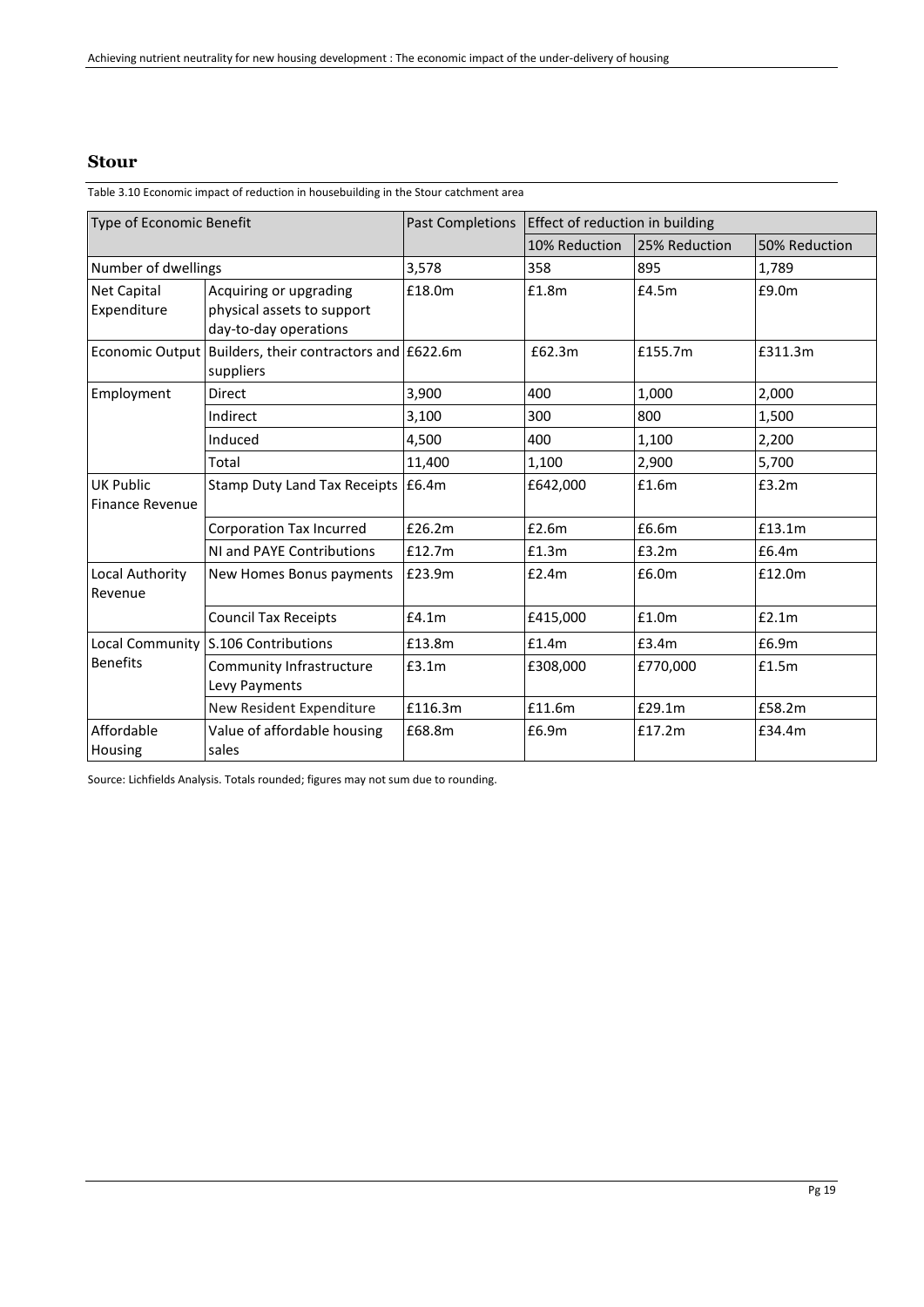## Stour

Table 3.10 Economic impact of reduction in housebuilding in the Stour catchment area

| Type of Economic Benefit | | Past Completions | Effect of reduction in building | | |
|---|---|---|---|---|---|
| | | | 10% Reduction | 25% Reduction | 50% Reduction |
| Number of dwellings | | 3,578 | 358 | 895 | 1,789 |
| Net Capital Expenditure | Acquiring or upgrading physical assets to support day-to-day operations | £18.0m | £1.8m | £4.5m | £9.0m |
| Economic Output | Builders, their contractors and suppliers | £622.6m | £62.3m | £155.7m | £311.3m |
| Employment | Direct | 3,900 | 400 | 1,000 | 2,000 |
| | Indirect | 3,100 | 300 | 800 | 1,500 |
| | Induced | 4,500 | 400 | 1,100 | 2,200 |
| | Total | 11,400 | 1,100 | 2,900 | 5,700 |
| UK Public Finance Revenue | Stamp Duty Land Tax Receipts | £6.4m | £642,000 | £1.6m | £3.2m |
| | Corporation Tax Incurred | £26.2m | £2.6m | £6.6m | £13.1m |
| | NI and PAYE Contributions | £12.7m | £1.3m | £3.2m | £6.4m |
| Local Authority Revenue | New Homes Bonus payments | £23.9m | £2.4m | £6.0m | £12.0m |
| | Council Tax Receipts | £4.1m | £415,000 | £1.0m | £2.1m |
| Local Community Benefits | S.106 Contributions | £13.8m | £1.4m | £3.4m | £6.9m |
| | Community Infrastructure Levy Payments | £3.1m | £308,000 | £770,000 | £1.5m |
| | New Resident Expenditure | £116.3m | £11.6m | £29.1m | £58.2m |
| Affordable Housing | Value of affordable housing sales | £68.8m | £6.9m | £17.2m | £34.4m |

Source: Lichfields Analysis. Totals rounded; figures may not sum due to rounding.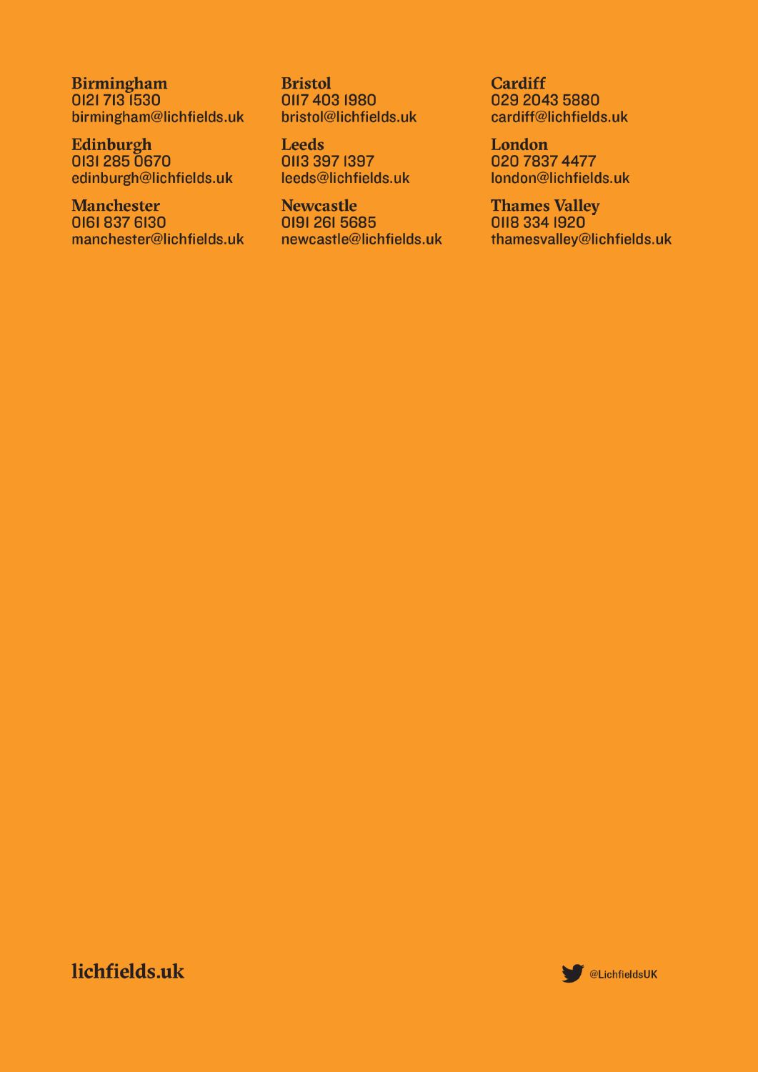**Birmingham**
0121 713 1530
birmingham@lichfields.uk

**Bristol**
0117 403 1980
bristol@lichfields.uk

**Cardiff**
029 2043 5880
cardiff@lichfields.uk

**Edinburgh**
0131 285 0670
edinburgh@lichfields.uk

**Leeds**
0113 397 1397
leeds@lichfields.uk

**London**
020 7837 4477
london@lichfields.uk

**Manchester**
0161 837 6130
manchester@lichfields.uk

**Newcastle**
0191 261 5685
newcastle@lichfields.uk

**Thames Valley**
0118 334 1920
thamesvalley@lichfields.uk

**lichfields.uk**

@LichfieldsUK